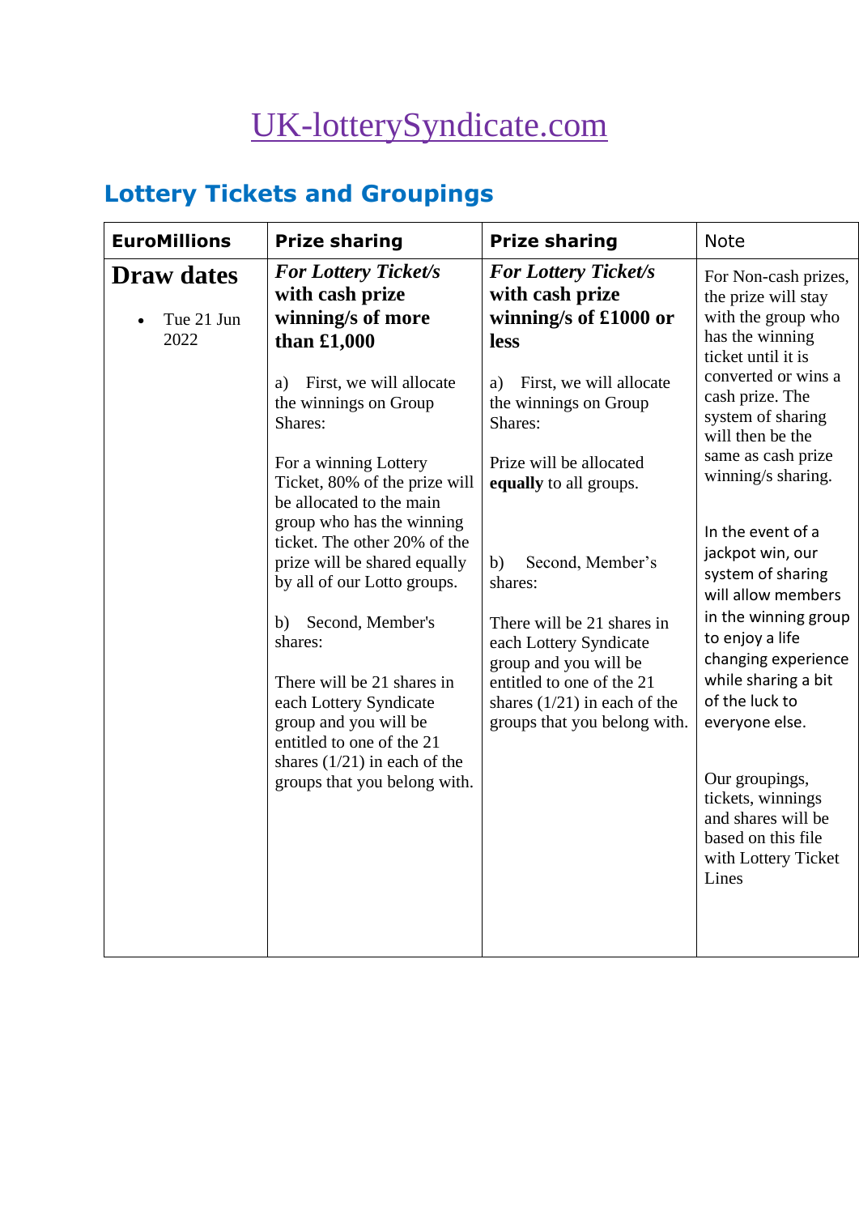# UK-lotterySyndicate.com

## Lottery Tickets and Groupings

| EuroMillions | Prize sharing | Prize sharing | Note |
|---|---|---|---|
| **Draw dates**<br><br>• Tue 21 Jun 2022 | ***For Lottery Ticket/s with cash prize winning/s of more than £1,000***<br><br>a) First, we will allocate the winnings on Group Shares:<br><br>For a winning Lottery Ticket, 80% of the prize will be allocated to the main group who has the winning ticket. The other 20% of the prize will be shared equally by all of our Lotto groups.<br><br>b) Second, Member's shares:<br><br>There will be 21 shares in each Lottery Syndicate group and you will be entitled to one of the 21 shares (1/21) in each of the groups that you belong with. | ***For Lottery Ticket/s with cash prize winning/s of £1000 or less***<br><br>a) First, we will allocate the winnings on Group Shares:<br><br>Prize will be allocated **equally** to all groups.<br><br>b) Second, Member's shares:<br><br>There will be 21 shares in each Lottery Syndicate group and you will be entitled to one of the 21 shares (1/21) in each of the groups that you belong with. | For Non-cash prizes, the prize will stay with the group who has the winning ticket until it is converted or wins a cash prize. The system of sharing will then be the same as cash prize winning/s sharing.<br><br>In the event of a jackpot win, our system of sharing will allow members in the winning group to enjoy a life changing experience while sharing a bit of the luck to everyone else.<br><br>Our groupings, tickets, winnings and shares will be based on this file with Lottery Ticket Lines |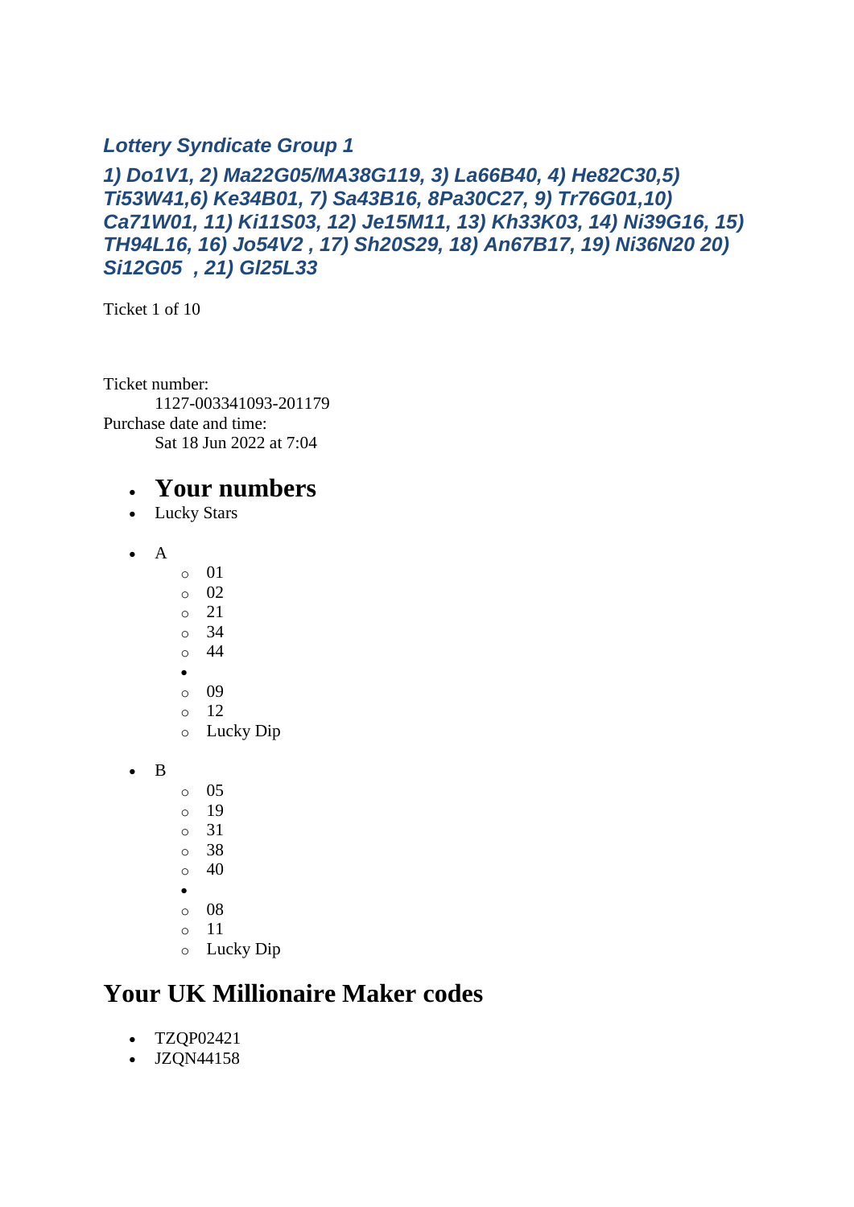### *Lottery Syndicate Group 1*

### *1) Do1V1, 2) Ma22G05/MA38G119, 3) La66B40, 4) He82C30,5) Ti53W41,6) Ke34B01, 7) Sa43B16, 8Pa30C27, 9) Tr76G01,10) Ca71W01, 11) Ki11S03, 12) Je15M11, 13) Kh33K03, 14) Ni39G16, 15) TH94L16, 16) Jo54V2 , 17) Sh20S29, 18) An67B17, 19) Ni36N20 20) Si12G05 , 21) Gl25L33*

Ticket 1 of 10

Ticket number:
    1127-003341093-201179
Purchase date and time:
    Sat 18 Jun 2022 at 7:04

- **Your numbers**
- Lucky Stars

- A
    - 01
    - 02
    - 21
    - 34
    - 44
  - 
    - 09
    - 12
    - Lucky Dip

- B
    - 05
    - 19
    - 31
    - 38
    - 40
  - 
    - 08
    - 11
    - Lucky Dip

## Your UK Millionaire Maker codes

- TZQP02421
- JZQN44158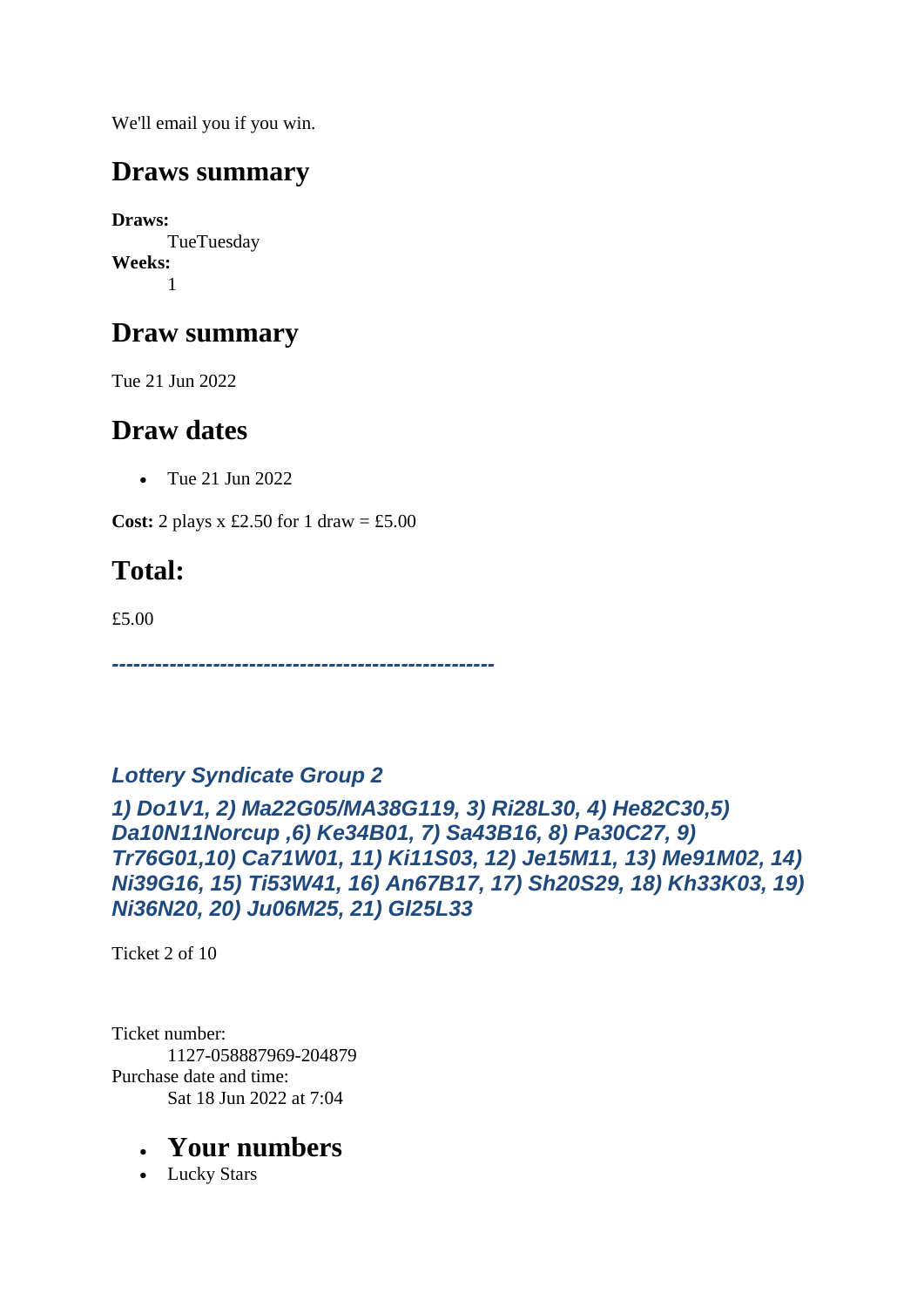We'll email you if you win.

## Draws summary

**Draws:**
TueTuesday

**Weeks:**
1

## Draw summary

Tue 21 Jun 2022

## Draw dates

- Tue 21 Jun 2022

**Cost:** 2 plays x £2.50 for 1 draw = £5.00

## Total:

£5.00

***-----------------------------------------------------***

### *Lottery Syndicate Group 2*

### *1) Do1V1, 2) Ma22G05/MA38G119, 3) Ri28L30, 4) He82C30,5) Da10N11Norcup ,6) Ke34B01, 7) Sa43B16, 8) Pa30C27, 9) Tr76G01,10) Ca71W01, 11) Ki11S03, 12) Je15M11, 13) Me91M02, 14) Ni39G16, 15) Ti53W41, 16) An67B17, 17) Sh20S29, 18) Kh33K03, 19) Ni36N20, 20) Ju06M25, 21) Gl25L33*

Ticket 2 of 10

Ticket number:
1127-058887969-204879

Purchase date and time:
Sat 18 Jun 2022 at 7:04

- ## Your numbers
- Lucky Stars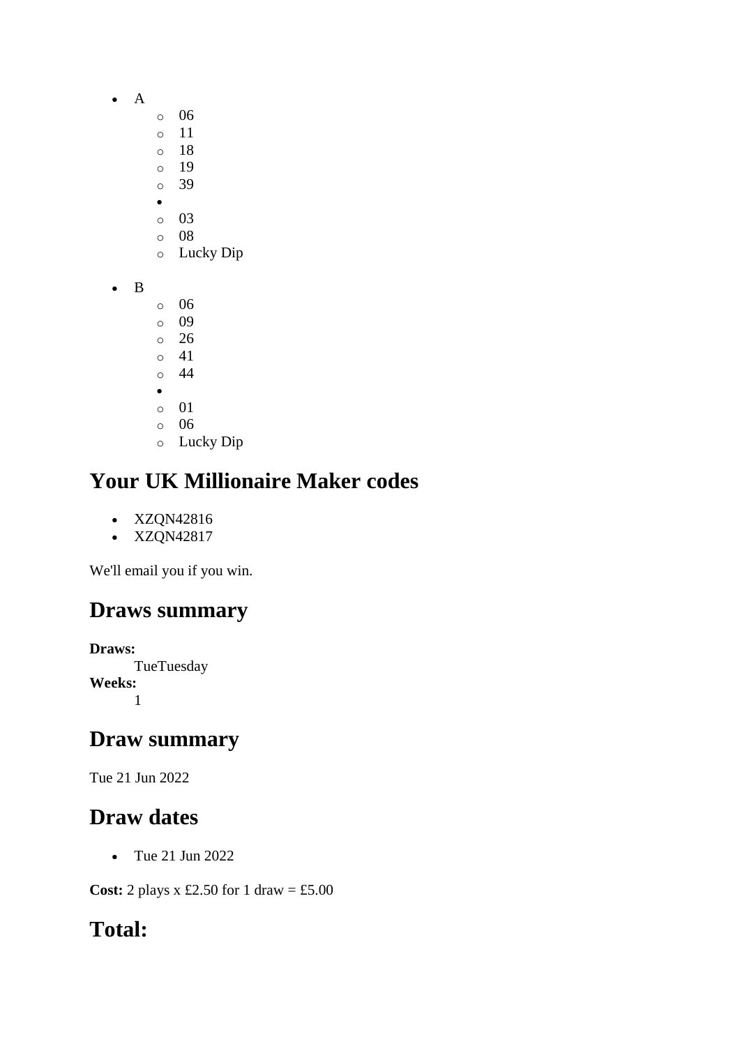- A
    - 06
    - 11
    - 18
    - 19
    - 39
  - 
    - 03
    - 08
    - Lucky Dip

- B
    - 06
    - 09
    - 26
    - 41
    - 44
  - 
    - 01
    - 06
    - Lucky Dip

## Your UK Millionaire Maker codes

- XZQN42816
- XZQN42817

We'll email you if you win.

## Draws summary

**Draws:**
TueTuesday
**Weeks:**
1

## Draw summary

Tue 21 Jun 2022

## Draw dates

- Tue 21 Jun 2022

**Cost:** 2 plays x £2.50 for 1 draw = £5.00

## Total: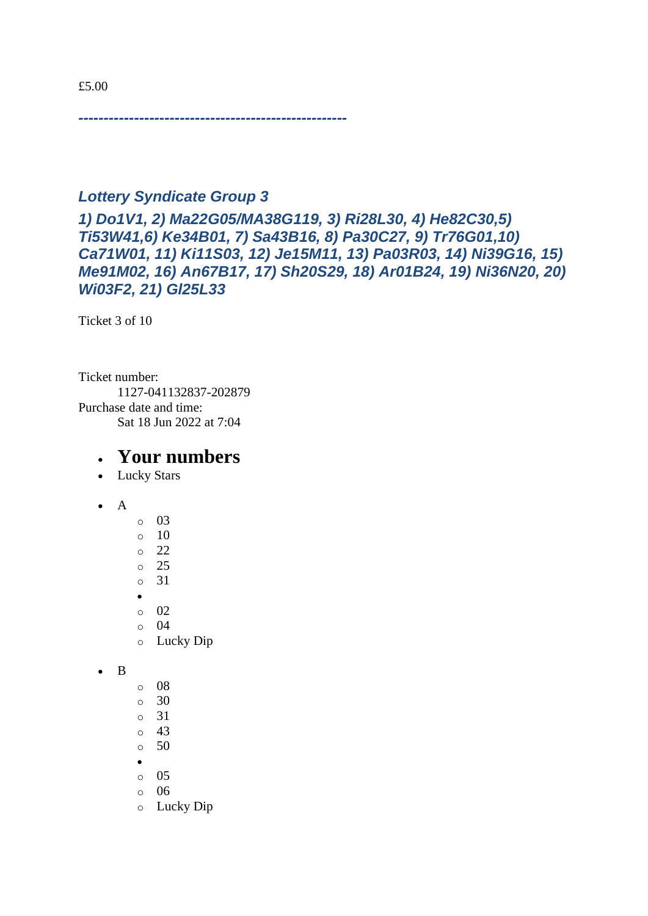£5.00

*-----------------------------------------------------*

### *Lottery Syndicate Group 3*

### *1) Do1V1, 2) Ma22G05/MA38G119, 3) Ri28L30, 4) He82C30,5) Ti53W41,6) Ke34B01, 7) Sa43B16, 8) Pa30C27, 9) Tr76G01,10) Ca71W01, 11) Ki11S03, 12) Je15M11, 13) Pa03R03, 14) Ni39G16, 15) Me91M02, 16) An67B17, 17) Sh20S29, 18) Ar01B24, 19) Ni36N20, 20) Wi03F2, 21) Gl25L33*

Ticket 3 of 10

Ticket number:
    1127-041132837-202879
Purchase date and time:
    Sat 18 Jun 2022 at 7:04

- ## Your numbers
- Lucky Stars

- A
  - 03
  - 10
  - 22
  - 25
  - 31
  -
  - 02
  - 04
  - Lucky Dip

- B
  - 08
  - 30
  - 31
  - 43
  - 50
  -
  - 05
  - 06
  - Lucky Dip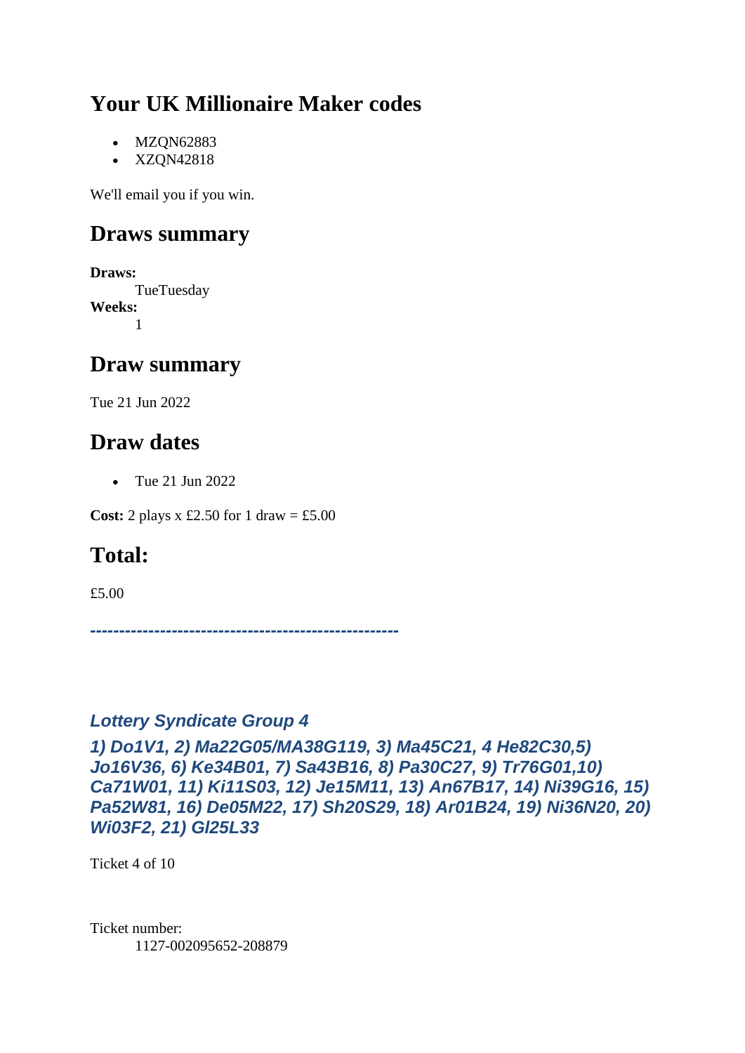## Your UK Millionaire Maker codes

- MZQN62883
- XZQN42818

We'll email you if you win.

## Draws summary

**Draws:**
TueTuesday

**Weeks:**
1

## Draw summary

Tue 21 Jun 2022

## Draw dates

- Tue 21 Jun 2022

**Cost:** 2 plays x £2.50 for 1 draw = £5.00

## Total:

£5.00

***----------------------------------------------------***

### *Lottery Syndicate Group 4*

***1) Do1V1, 2) Ma22G05/MA38G119, 3) Ma45C21, 4 He82C30,5) Jo16V36, 6) Ke34B01, 7) Sa43B16, 8) Pa30C27, 9) Tr76G01,10) Ca71W01, 11) Ki11S03, 12) Je15M11, 13) An67B17, 14) Ni39G16, 15) Pa52W81, 16) De05M22, 17) Sh20S29, 18) Ar01B24, 19) Ni36N20, 20) Wi03F2, 21) Gl25L33***

Ticket 4 of 10

Ticket number:
1127-002095652-208879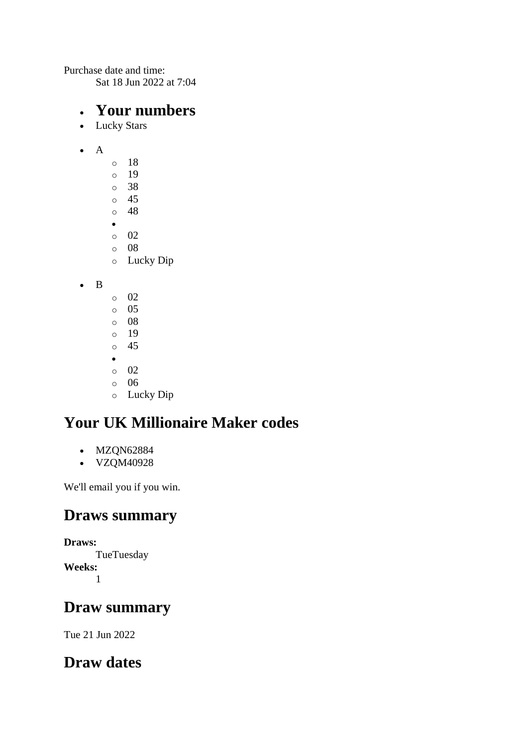Purchase date and time:
    Sat 18 Jun 2022 at 7:04

- **Your numbers**
- Lucky Stars

- A
    - 18
    - 19
    - 38
    - 45
    - 48
-
    - 02
    - 08
    - Lucky Dip

- B
    - 02
    - 05
    - 08
    - 19
    - 45
-
    - 02
    - 06
    - Lucky Dip

## Your UK Millionaire Maker codes

- MZQN62884
- VZQM40928

We'll email you if you win.

## Draws summary

**Draws:**
    TueTuesday
**Weeks:**
    1

## Draw summary

Tue 21 Jun 2022

## Draw dates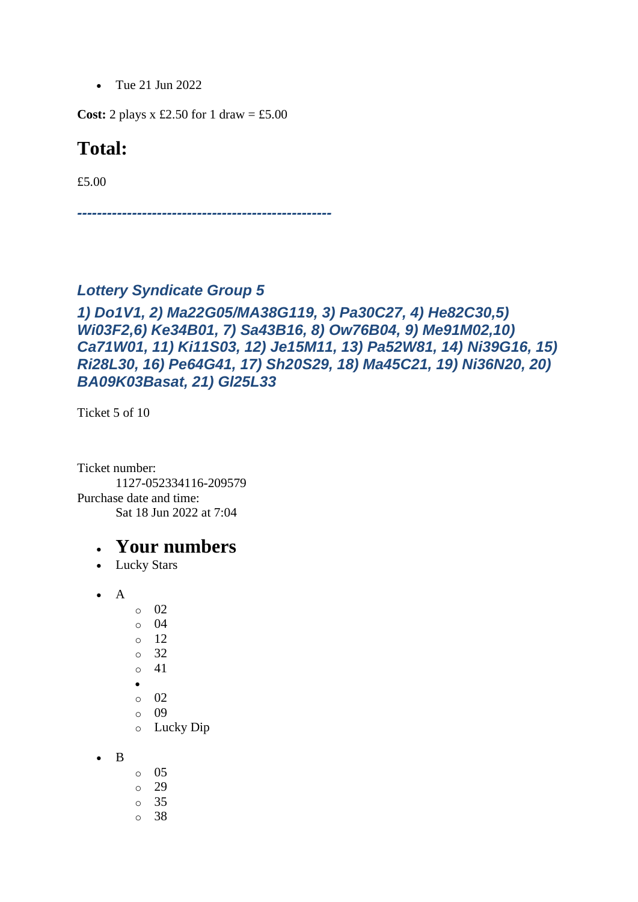- Tue 21 Jun 2022

**Cost:** 2 plays x £2.50 for 1 draw = £5.00

## Total:

£5.00

***--------------------------------------------------***

### *Lottery Syndicate Group 5*

### *1) Do1V1, 2) Ma22G05/MA38G119, 3) Pa30C27, 4) He82C30,5) Wi03F2,6) Ke34B01, 7) Sa43B16, 8) Ow76B04, 9) Me91M02,10) Ca71W01, 11) Ki11S03, 12) Je15M11, 13) Pa52W81, 14) Ni39G16, 15) Ri28L30, 16) Pe64G41, 17) Sh20S29, 18) Ma45C21, 19) Ni36N20, 20) BA09K03Basat, 21) Gl25L33*

Ticket 5 of 10

Ticket number:
    1127-052334116-209579
Purchase date and time:
    Sat 18 Jun 2022 at 7:04

- ## Your numbers
- Lucky Stars

- A
    - 02
    - 04
    - 12
    - 32
    - 41
-
    - 02
    - 09
    - Lucky Dip

- B
    - 05
    - 29
    - 35
    - 38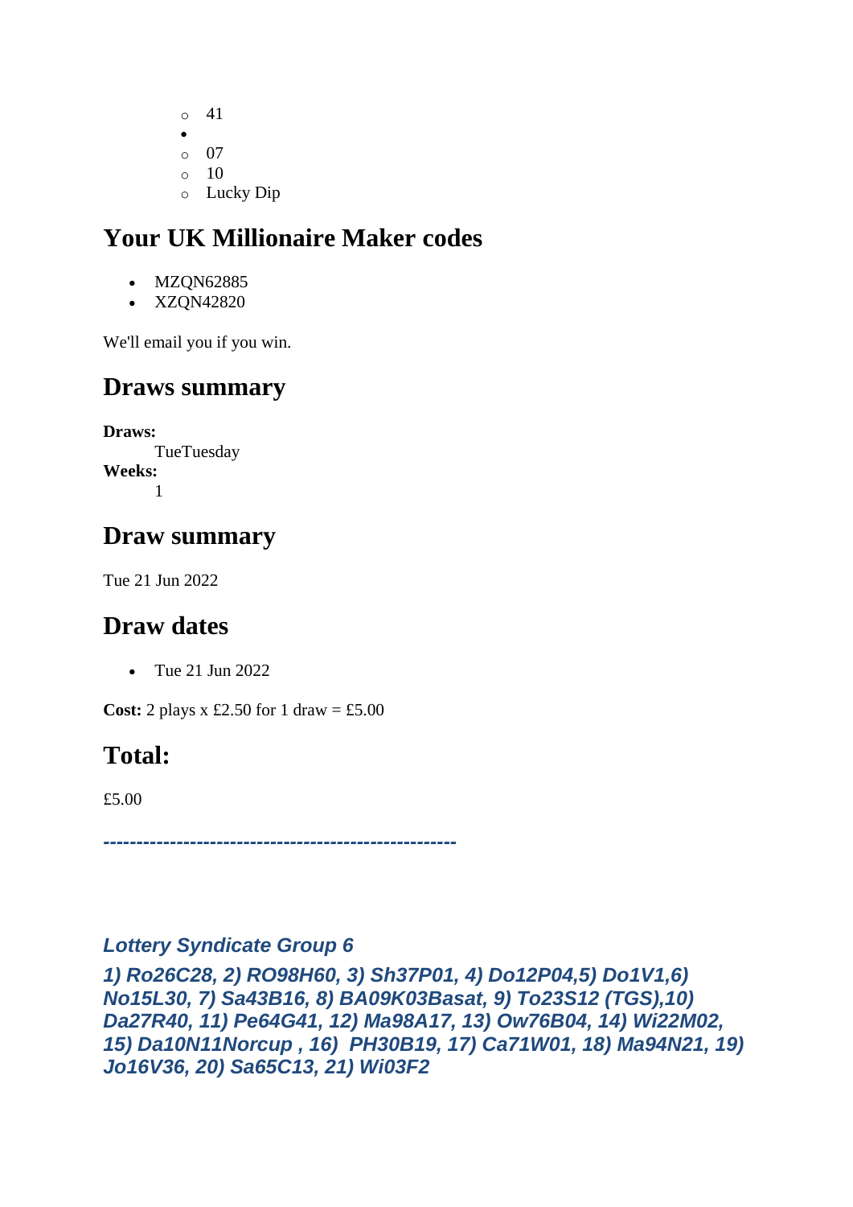- 41
-
  - 07
  - 10
  - Lucky Dip

## Your UK Millionaire Maker codes

- MZQN62885
- XZQN42820

We'll email you if you win.

## Draws summary

**Draws:**
TueTuesday

**Weeks:**
1

## Draw summary

Tue 21 Jun 2022

## Draw dates

- Tue 21 Jun 2022

**Cost:** 2 plays x £2.50 for 1 draw = £5.00

## Total:

£5.00

***-----------------------------------------------------***

***Lottery Syndicate Group 6***

***1) Ro26C28, 2) RO98H60, 3) Sh37P01, 4) Do12P04,5) Do1V1,6) No15L30, 7) Sa43B16, 8) BA09K03Basat, 9) To23S12 (TGS),10) Da27R40, 11) Pe64G41, 12) Ma98A17, 13) Ow76B04, 14) Wi22M02, 15) Da10N11Norcup , 16) PH30B19, 17) Ca71W01, 18) Ma94N21, 19) Jo16V36, 20) Sa65C13, 21) Wi03F2***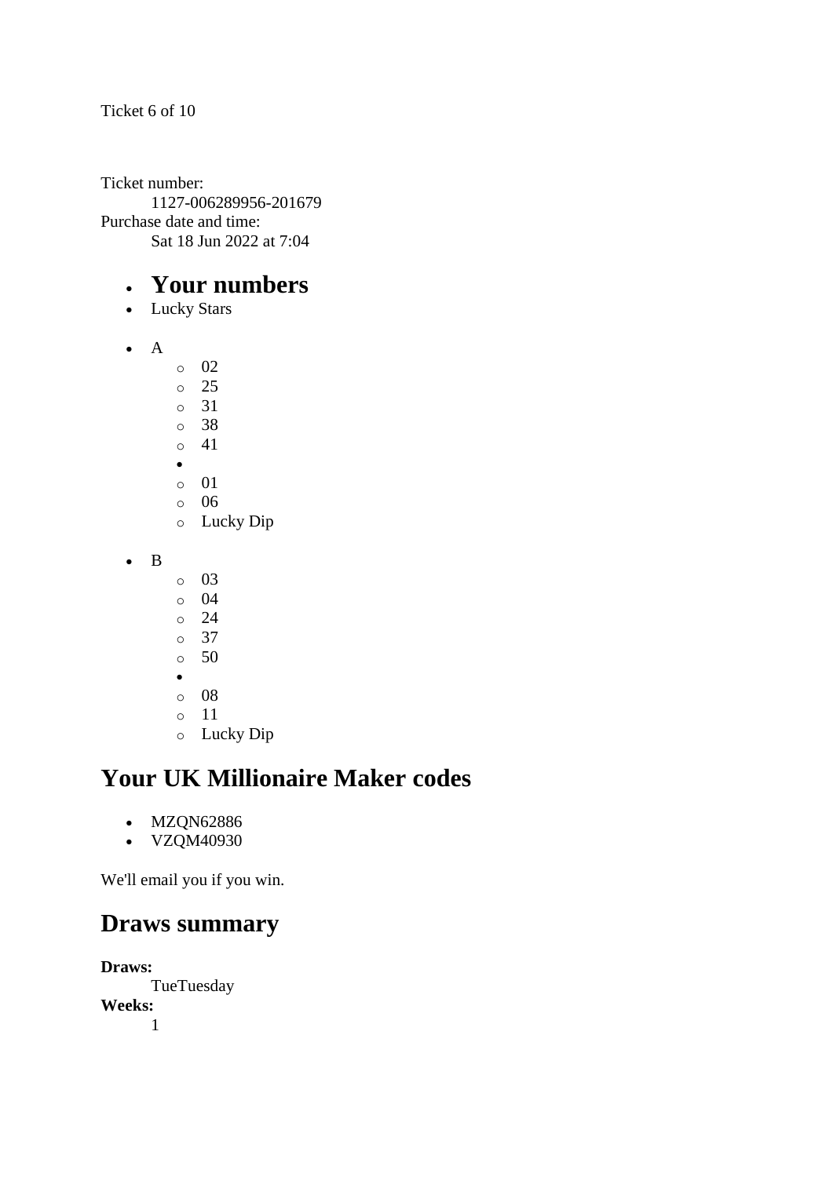Ticket 6 of 10

Ticket number:
    1127-006289956-201679
Purchase date and time:
    Sat 18 Jun 2022 at 7:04

- # Your numbers
- Lucky Stars

- A
    - 02
    - 25
    - 31
    - 38
    - 41
-
    - 01
    - 06
    - Lucky Dip

- B
    - 03
    - 04
    - 24
    - 37
    - 50
-
    - 08
    - 11
    - Lucky Dip

## Your UK Millionaire Maker codes

- MZQN62886
- VZQM40930

We'll email you if you win.

## Draws summary

**Draws:**
    TueTuesday
**Weeks:**
    1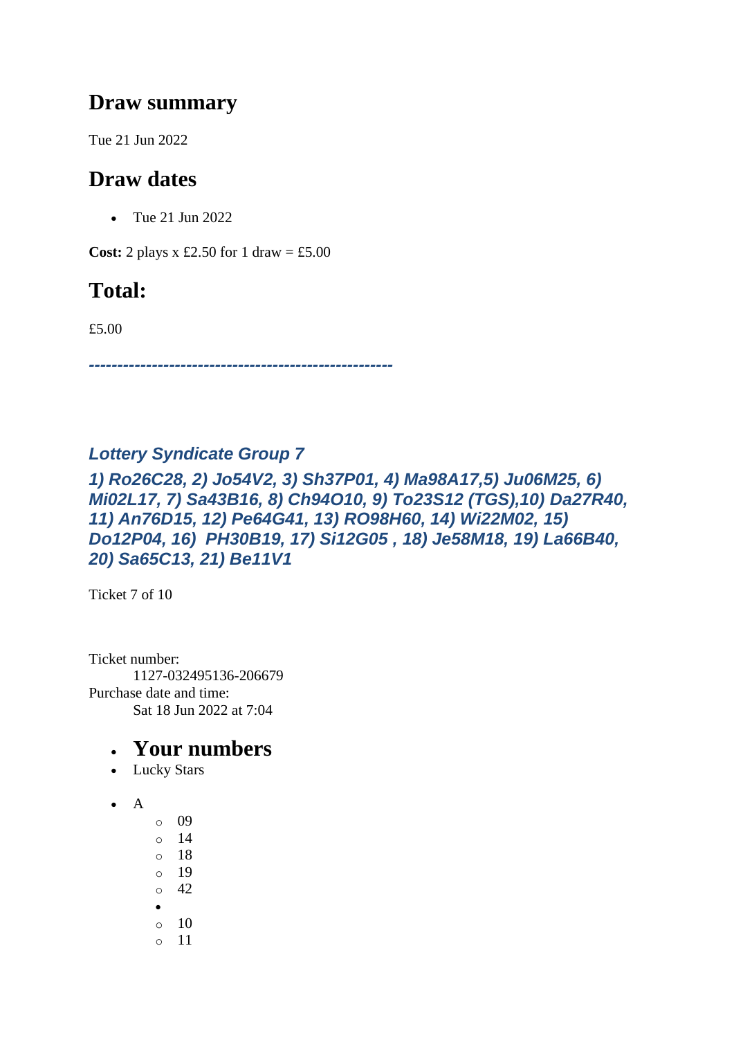## Draw summary

Tue 21 Jun 2022

## Draw dates

- Tue 21 Jun 2022

**Cost:** 2 plays x £2.50 for 1 draw = £5.00

## Total:

£5.00

***----------------------------------------------------***

### *Lottery Syndicate Group 7*

***1) Ro26C28, 2) Jo54V2, 3) Sh37P01, 4) Ma98A17,5) Ju06M25, 6) Mi02L17, 7) Sa43B16, 8) Ch94O10, 9) To23S12 (TGS),10) Da27R40, 11) An76D15, 12) Pe64G41, 13) RO98H60, 14) Wi22M02, 15) Do12P04, 16) PH30B19, 17) Si12G05 , 18) Je58M18, 19) La66B40, 20) Sa65C13, 21) Be11V1***

Ticket 7 of 10

Ticket number:
    1127-032495136-206679
Purchase date and time:
    Sat 18 Jun 2022 at 7:04

- ## Your numbers
- Lucky Stars

- A
  - 09
  - 14
  - 18
  - 19
  - 42
-
  - 10
  - 11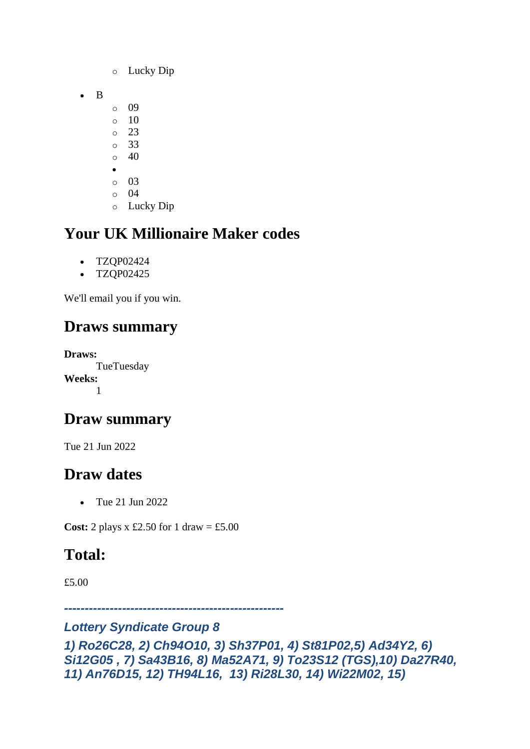- Lucky Dip

- B
  - 09
  - 10
  - 23
  - 33
  - 40
  - 
  - 03
  - 04
  - Lucky Dip

## Your UK Millionaire Maker codes

- TZQP02424
- TZQP02425

We'll email you if you win.

## Draws summary

**Draws:**
TueTuesday
**Weeks:**
1

## Draw summary

Tue 21 Jun 2022

## Draw dates

- Tue 21 Jun 2022

**Cost:** 2 plays x £2.50 for 1 draw = £5.00

## Total:

£5.00

*-----------------------------------------------------*

***Lottery Syndicate Group 8***

***1) Ro26C28, 2) Ch94O10, 3) Sh37P01, 4) St81P02,5) Ad34Y2, 6) Si12G05 , 7) Sa43B16, 8) Ma52A71, 9) To23S12 (TGS),10) Da27R40, 11) An76D15, 12) TH94L16, 13) Ri28L30, 14) Wi22M02, 15)***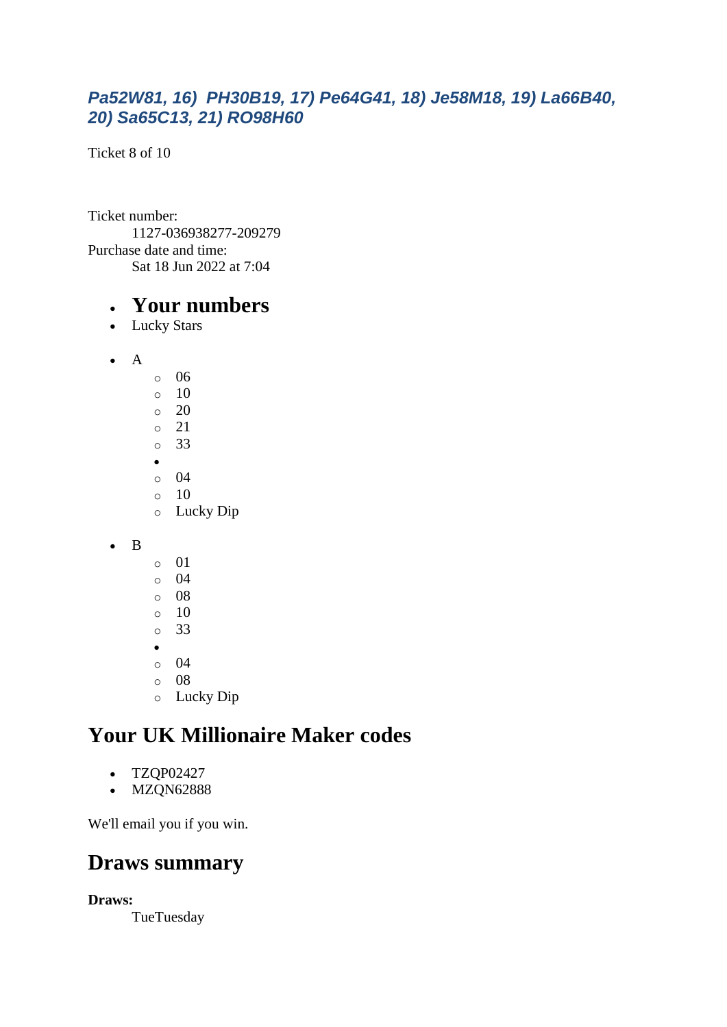***Pa52W81, 16) PH30B19, 17) Pe64G41, 18) Je58M18, 19) La66B40, 20) Sa65C13, 21) RO98H60***

Ticket 8 of 10

Ticket number:
    1127-036938277-209279
Purchase date and time:
    Sat 18 Jun 2022 at 7:04

- **Your numbers**
- Lucky Stars

- A
    - 06
    - 10
    - 20
    - 21
    - 33
    - 
    - 04
    - 10
    - Lucky Dip

- B
    - 01
    - 04
    - 08
    - 10
    - 33
    - 
    - 04
    - 08
    - Lucky Dip

## Your UK Millionaire Maker codes

- TZQP02427
- MZQN62888

We'll email you if you win.

## Draws summary

**Draws:**
    TueTuesday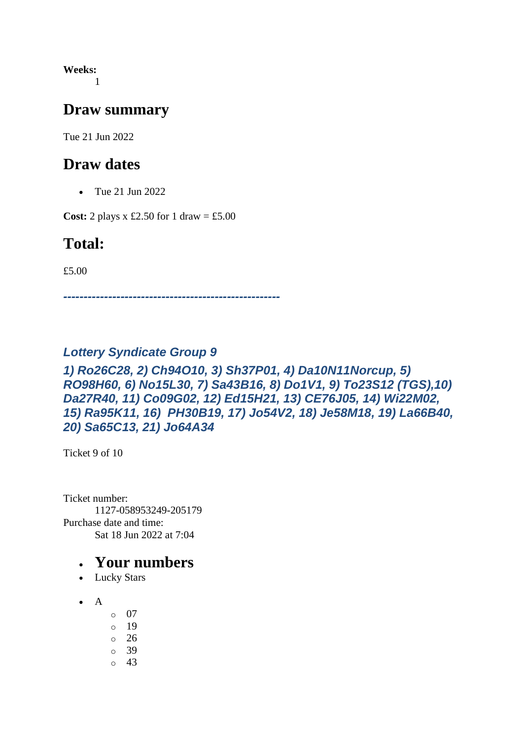**Weeks:**
1

## Draw summary

Tue 21 Jun 2022

## Draw dates

- Tue 21 Jun 2022

**Cost:** 2 plays x £2.50 for 1 draw = £5.00

## Total:

£5.00

***-----------------------------------------------------***

### *Lottery Syndicate Group 9*

### *1) Ro26C28, 2) Ch94O10, 3) Sh37P01, 4) Da10N11Norcup, 5) RO98H60, 6) No15L30, 7) Sa43B16, 8) Do1V1, 9) To23S12 (TGS),10) Da27R40, 11) Co09G02, 12) Ed15H21, 13) CE76J05, 14) Wi22M02, 15) Ra95K11, 16) PH30B19, 17) Jo54V2, 18) Je58M18, 19) La66B40, 20) Sa65C13, 21) Jo64A34*

Ticket 9 of 10

Ticket number:
    1127-058953249-205179
Purchase date and time:
    Sat 18 Jun 2022 at 7:04

- ## Your numbers
- Lucky Stars

- A
    - 07
    - 19
    - 26
    - 39
    - 43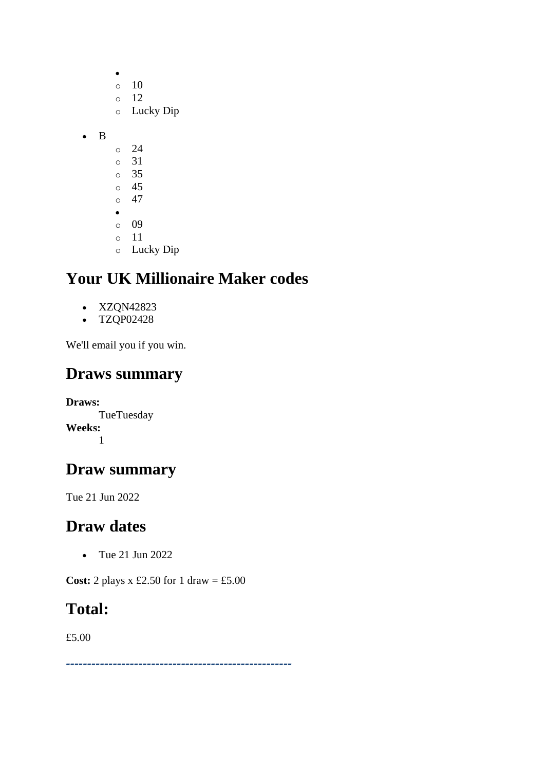- 
    - 10
    - 12
    - Lucky Dip

- B
    - 24
    - 31
    - 35
    - 45
    - 47
- 
    - 09
    - 11
    - Lucky Dip

## Your UK Millionaire Maker codes

- XZQN42823
- TZQP02428

We'll email you if you win.

## Draws summary

**Draws:**
TueTuesday
**Weeks:**
1

## Draw summary

Tue 21 Jun 2022

## Draw dates

- Tue 21 Jun 2022

**Cost:** 2 plays x £2.50 for 1 draw = £5.00

## Total:

£5.00

-----------------------------------------------------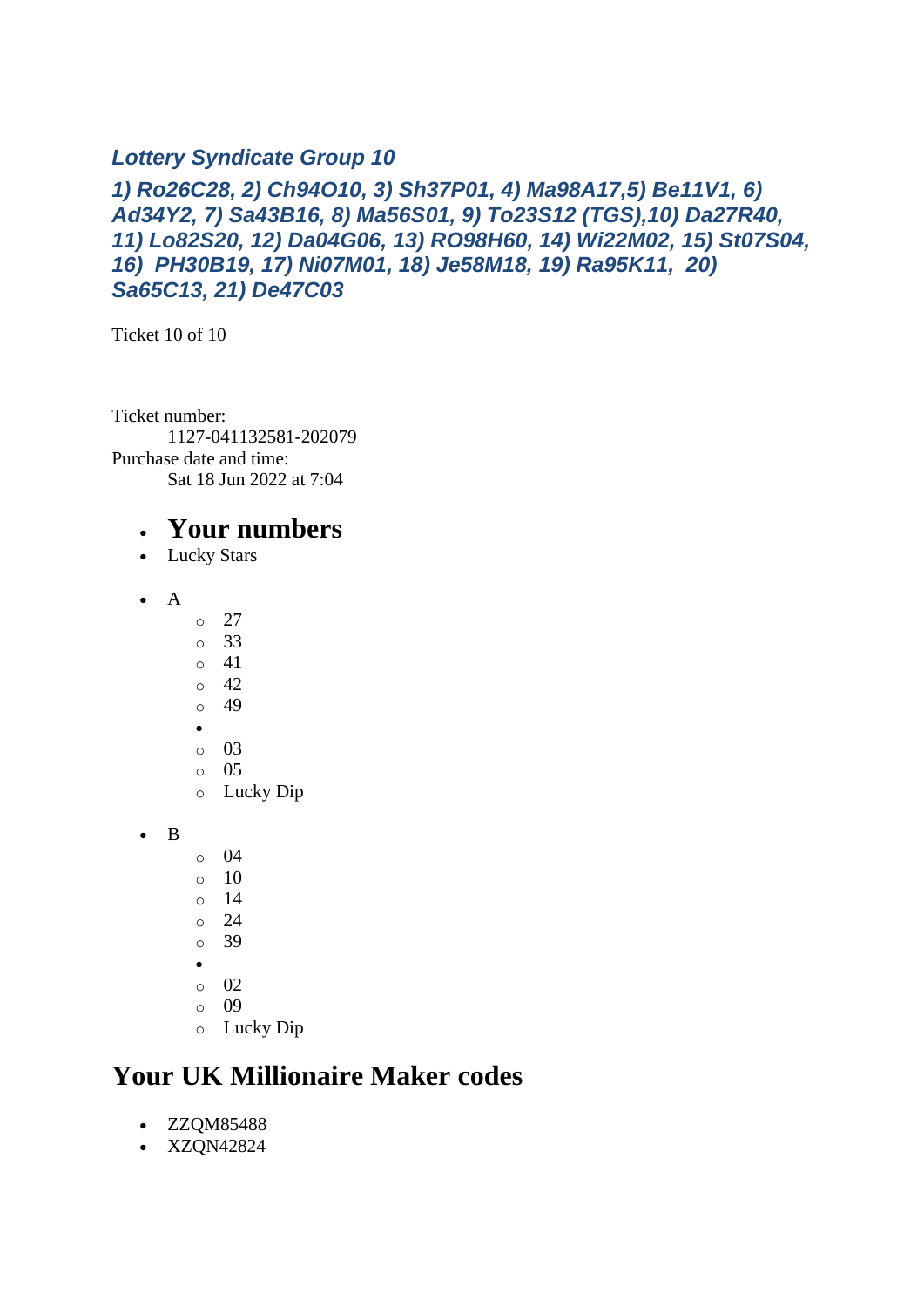### *Lottery Syndicate Group 10*

### *1) Ro26C28, 2) Ch94O10, 3) Sh37P01, 4) Ma98A17,5) Be11V1, 6) Ad34Y2, 7) Sa43B16, 8) Ma56S01, 9) To23S12 (TGS),10) Da27R40, 11) Lo82S20, 12) Da04G06, 13) RO98H60, 14) Wi22M02, 15) St07S04, 16) PH30B19, 17) Ni07M01, 18) Je58M18, 19) Ra95K11, 20) Sa65C13, 21) De47C03*

Ticket 10 of 10

Ticket number:
: 1127-041132581-202079

Purchase date and time:
: Sat 18 Jun 2022 at 7:04

- **Your numbers**
- Lucky Stars

- A
  - 27
  - 33
  - 41
  - 42
  - 49
  -
  - 03
  - 05
  - Lucky Dip

- B
  - 04
  - 10
  - 14
  - 24
  - 39
  -
  - 02
  - 09
  - Lucky Dip

## Your UK Millionaire Maker codes

- ZZQM85488
- XZQN42824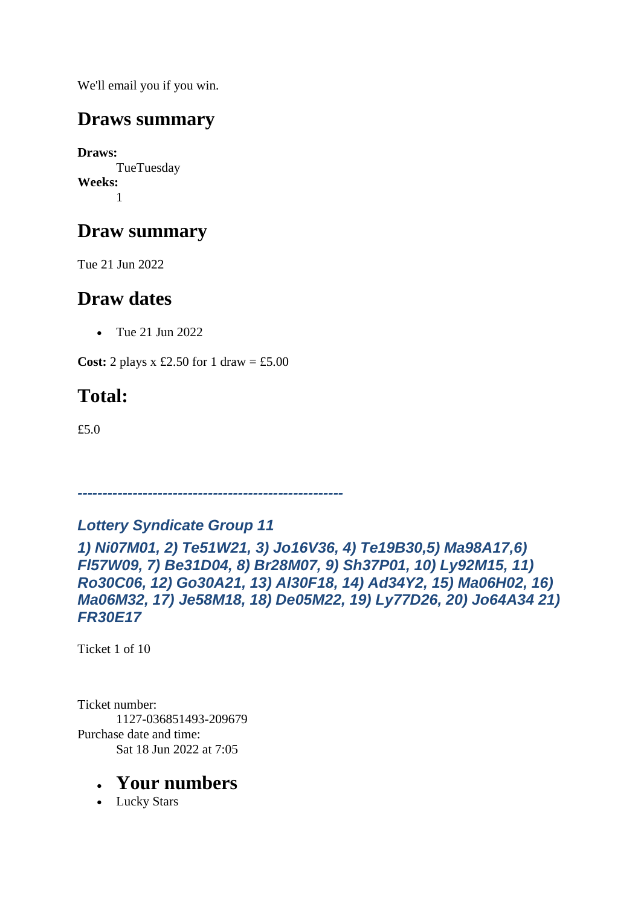We'll email you if you win.

## Draws summary

**Draws:**
TueTuesday
**Weeks:**
1

## Draw summary

Tue 21 Jun 2022

## Draw dates

- Tue 21 Jun 2022

**Cost:** 2 plays x £2.50 for 1 draw = £5.00

## Total:

£5.0

***-----------------------------------------------------***

***Lottery Syndicate Group 11***

***1) Ni07M01, 2) Te51W21, 3) Jo16V36, 4) Te19B30,5) Ma98A17,6) Fl57W09, 7) Be31D04, 8) Br28M07, 9) Sh37P01, 10) Ly92M15, 11) Ro30C06, 12) Go30A21, 13) Al30F18, 14) Ad34Y2, 15) Ma06H02, 16) Ma06M32, 17) Je58M18, 18) De05M22, 19) Ly77D26, 20) Jo64A34 21) FR30E17***

Ticket 1 of 10

Ticket number:
1127-036851493-209679
Purchase date and time:
Sat 18 Jun 2022 at 7:05

- **Your numbers**
- Lucky Stars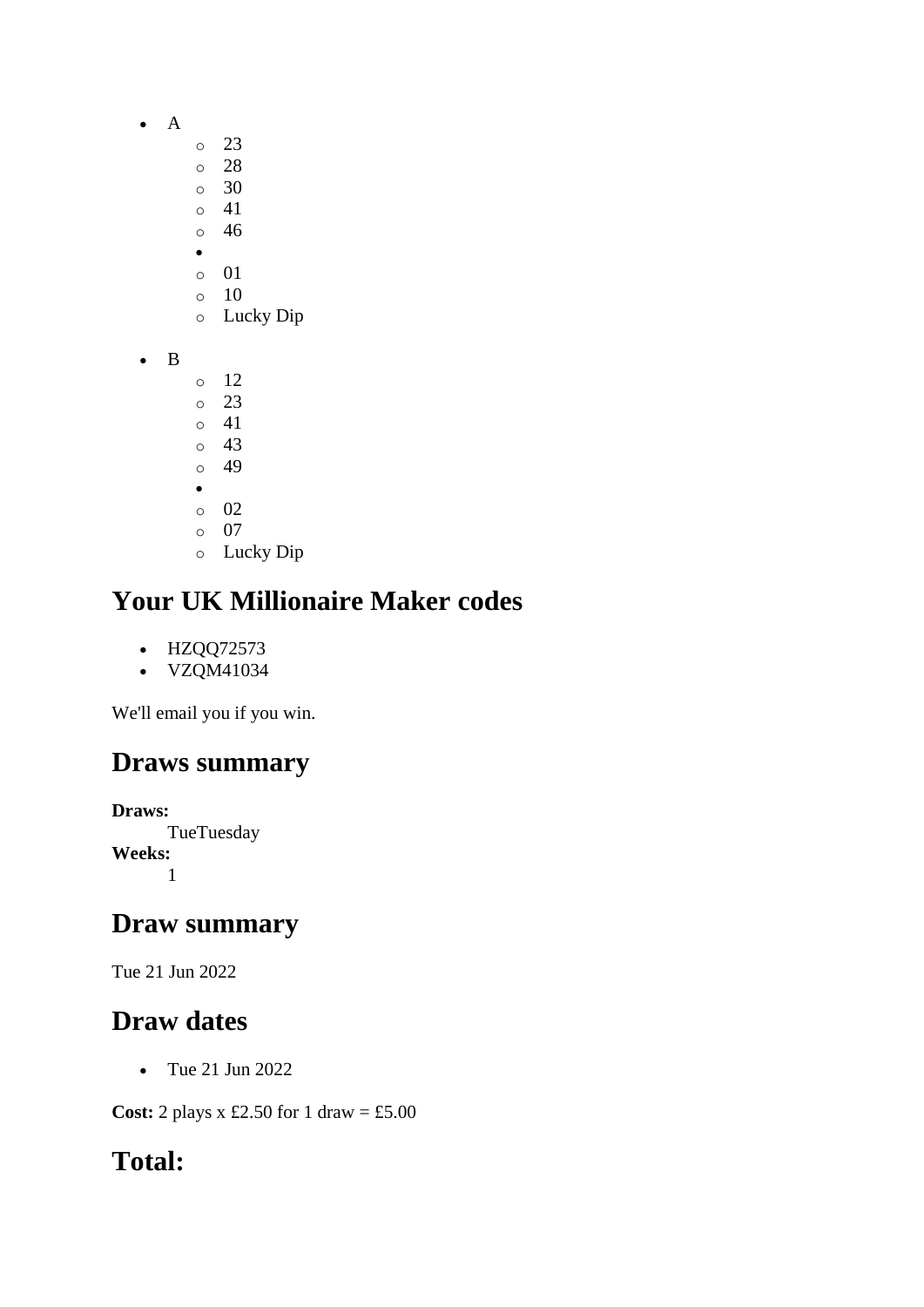- A
    - 23
    - 28
    - 30
    - 41
    - 46
- 
    - 01
    - 10
    - Lucky Dip

- B
    - 12
    - 23
    - 41
    - 43
    - 49
- 
    - 02
    - 07
    - Lucky Dip

## Your UK Millionaire Maker codes

- HZQQ72573
- VZQM41034

We'll email you if you win.

## Draws summary

**Draws:**
TueTuesday
**Weeks:**
1

## Draw summary

Tue 21 Jun 2022

## Draw dates

- Tue 21 Jun 2022

**Cost:** 2 plays x £2.50 for 1 draw = £5.00

## Total: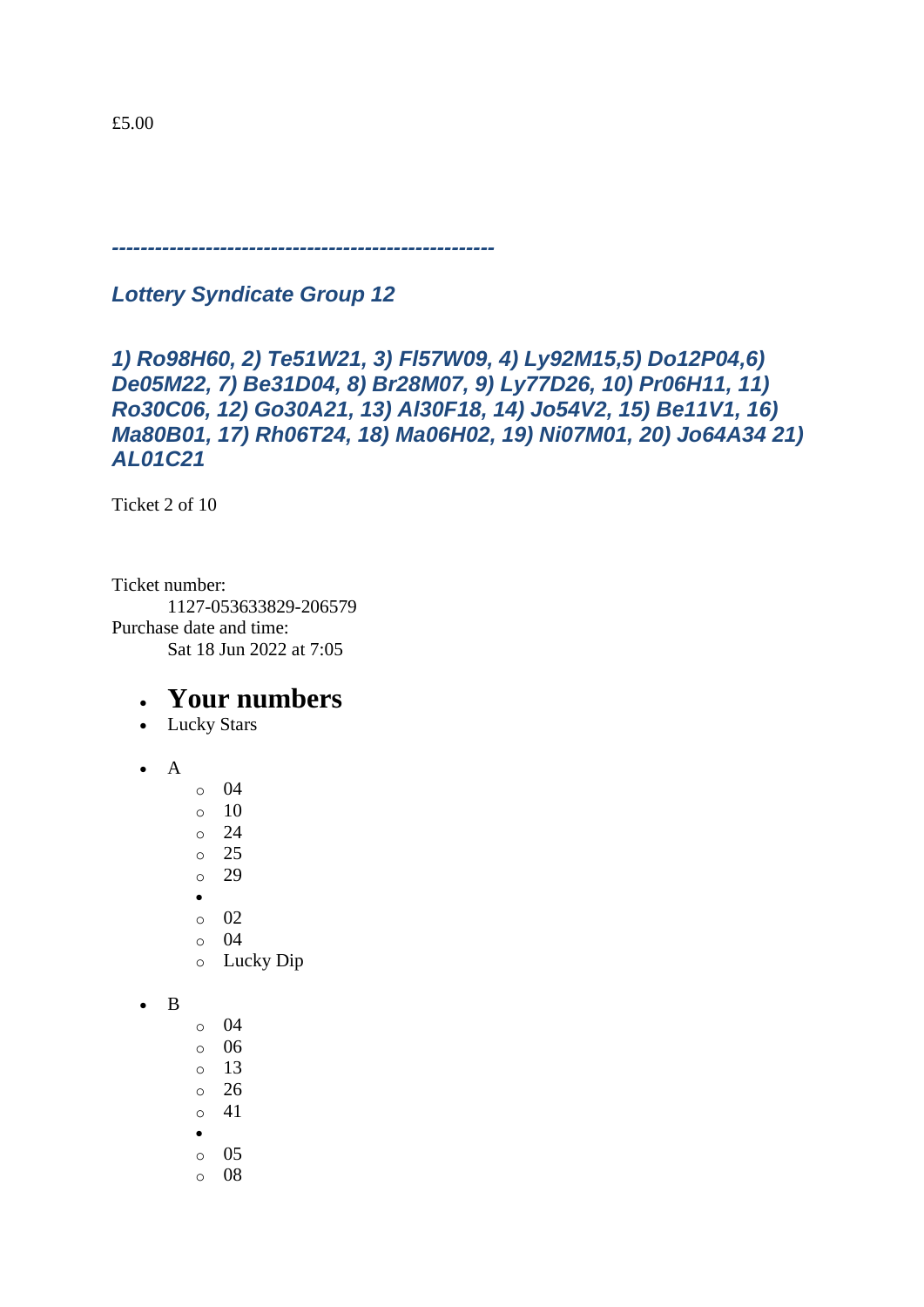£5.00

*----------------------------------------------------*

### *Lottery Syndicate Group 12*

### *1) Ro98H60, 2) Te51W21, 3) Fl57W09, 4) Ly92M15,5) Do12P04,6) De05M22, 7) Be31D04, 8) Br28M07, 9) Ly77D26, 10) Pr06H11, 11) Ro30C06, 12) Go30A21, 13) Al30F18, 14) Jo54V2, 15) Be11V1, 16) Ma80B01, 17) Rh06T24, 18) Ma06H02, 19) Ni07M01, 20) Jo64A34 21) AL01C21*

Ticket 2 of 10

Ticket number:
    1127-053633829-206579
Purchase date and time:
    Sat 18 Jun 2022 at 7:05

- ## Your numbers
- Lucky Stars

- A
    - 04
    - 10
    - 24
    - 25
    - 29
- 
    - 02
    - 04
    - Lucky Dip

- B
    - 04
    - 06
    - 13
    - 26
    - 41
- 
    - 05
    - 08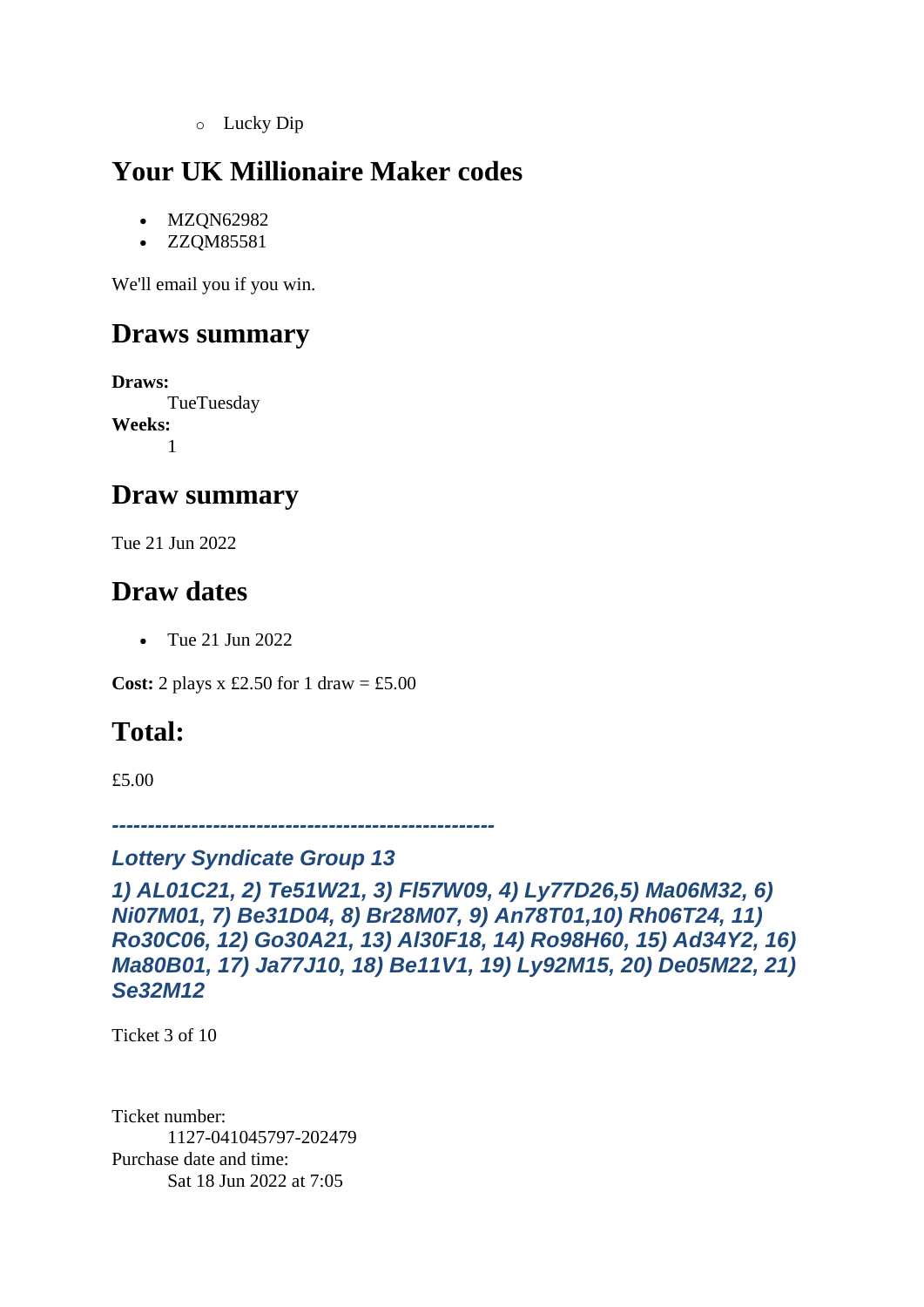- Lucky Dip

## Your UK Millionaire Maker codes

- MZQN62982
- ZZQM85581

We'll email you if you win.

## Draws summary

**Draws:**
TueTuesday
**Weeks:**
1

## Draw summary

Tue 21 Jun 2022

## Draw dates

- Tue 21 Jun 2022

**Cost:** 2 plays x £2.50 for 1 draw = £5.00

## Total:

£5.00

***-----------------------------------------------------***

### *Lottery Syndicate Group 13*

### *1) AL01C21, 2) Te51W21, 3) Fl57W09, 4) Ly77D26,5) Ma06M32, 6) Ni07M01, 7) Be31D04, 8) Br28M07, 9) An78T01,10) Rh06T24, 11) Ro30C06, 12) Go30A21, 13) Al30F18, 14) Ro98H60, 15) Ad34Y2, 16) Ma80B01, 17) Ja77J10, 18) Be11V1, 19) Ly92M15, 20) De05M22, 21) Se32M12*

Ticket 3 of 10

Ticket number:
1127-041045797-202479
Purchase date and time:
Sat 18 Jun 2022 at 7:05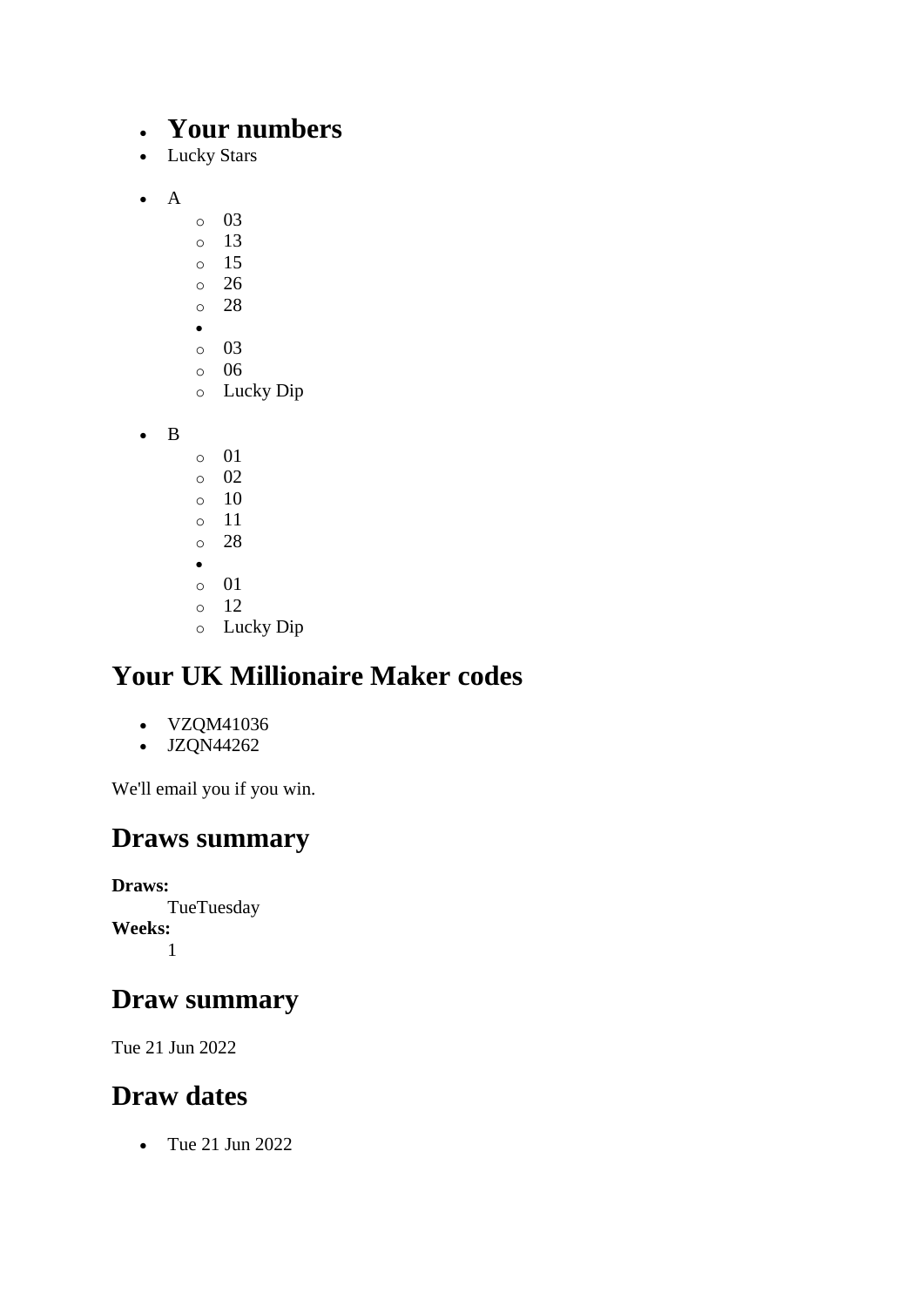- **Your numbers**
- Lucky Stars

- A
    - 03
    - 13
    - 15
    - 26
    - 28
  -
    - 03
    - 06
    - Lucky Dip

- B
    - 01
    - 02
    - 10
    - 11
    - 28
  -
    - 01
    - 12
    - Lucky Dip

## Your UK Millionaire Maker codes

- VZQM41036
- JZQN44262

We'll email you if you win.

## Draws summary

**Draws:**
TueTuesday
**Weeks:**
1

## Draw summary

Tue 21 Jun 2022

## Draw dates

- Tue 21 Jun 2022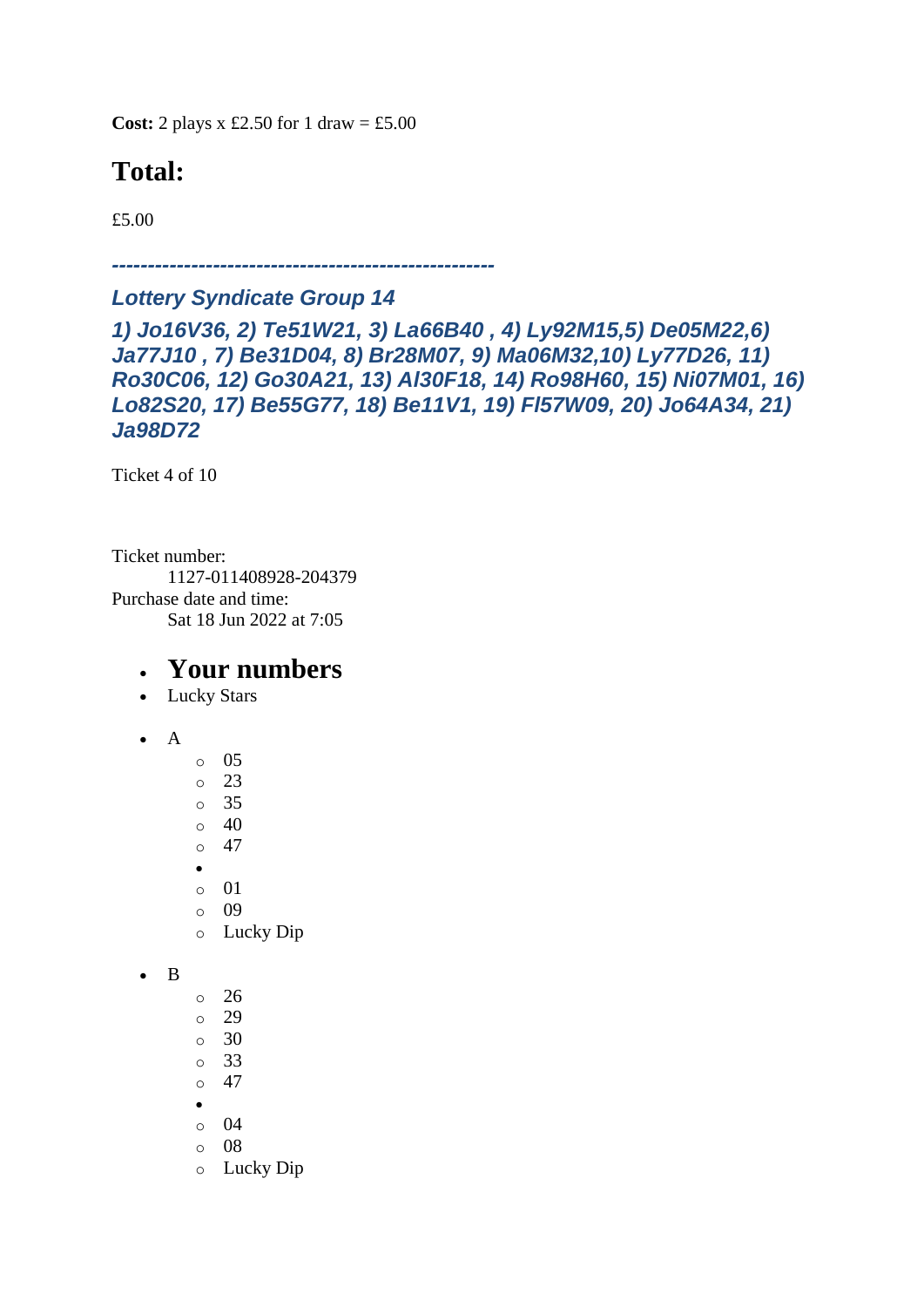**Cost:** 2 plays x £2.50 for 1 draw = £5.00

## Total:

£5.00

***----------------------------------------------------***

### *Lottery Syndicate Group 14*

### *1) Jo16V36, 2) Te51W21, 3) La66B40 , 4) Ly92M15,5) De05M22,6) Ja77J10 , 7) Be31D04, 8) Br28M07, 9) Ma06M32,10) Ly77D26, 11) Ro30C06, 12) Go30A21, 13) Al30F18, 14) Ro98H60, 15) Ni07M01, 16) Lo82S20, 17) Be55G77, 18) Be11V1, 19) Fl57W09, 20) Jo64A34, 21) Ja98D72*

Ticket 4 of 10

Ticket number:
    1127-011408928-204379
Purchase date and time:
    Sat 18 Jun 2022 at 7:05

- ## Your numbers
- Lucky Stars

- A
    - 05
    - 23
    - 35
    - 40
    - 47
-  
    - 01
    - 09
    - Lucky Dip

- B
    - 26
    - 29
    - 30
    - 33
    - 47
-  
    - 04
    - 08
    - Lucky Dip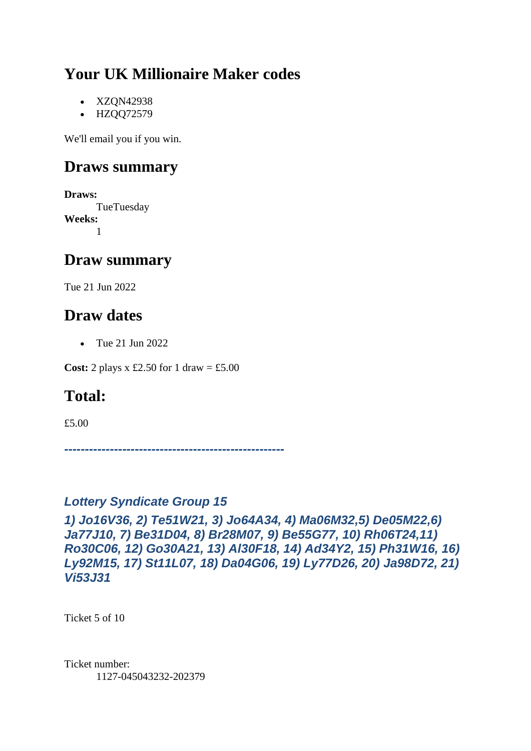## Your UK Millionaire Maker codes

- XZQN42938
- HZQQ72579

We'll email you if you win.

## Draws summary

**Draws:**
TueTuesday
**Weeks:**
1

## Draw summary

Tue 21 Jun 2022

## Draw dates

- Tue 21 Jun 2022

**Cost:** 2 plays x £2.50 for 1 draw = £5.00

## Total:

£5.00

***----------------------------------------------------***

### *Lottery Syndicate Group 15*

***1) Jo16V36, 2) Te51W21, 3) Jo64A34, 4) Ma06M32,5) De05M22,6) Ja77J10, 7) Be31D04, 8) Br28M07, 9) Be55G77, 10) Rh06T24,11) Ro30C06, 12) Go30A21, 13) Al30F18, 14) Ad34Y2, 15) Ph31W16, 16) Ly92M15, 17) St11L07, 18) Da04G06, 19) Ly77D26, 20) Ja98D72, 21) Vi53J31***

Ticket 5 of 10

Ticket number:
1127-045043232-202379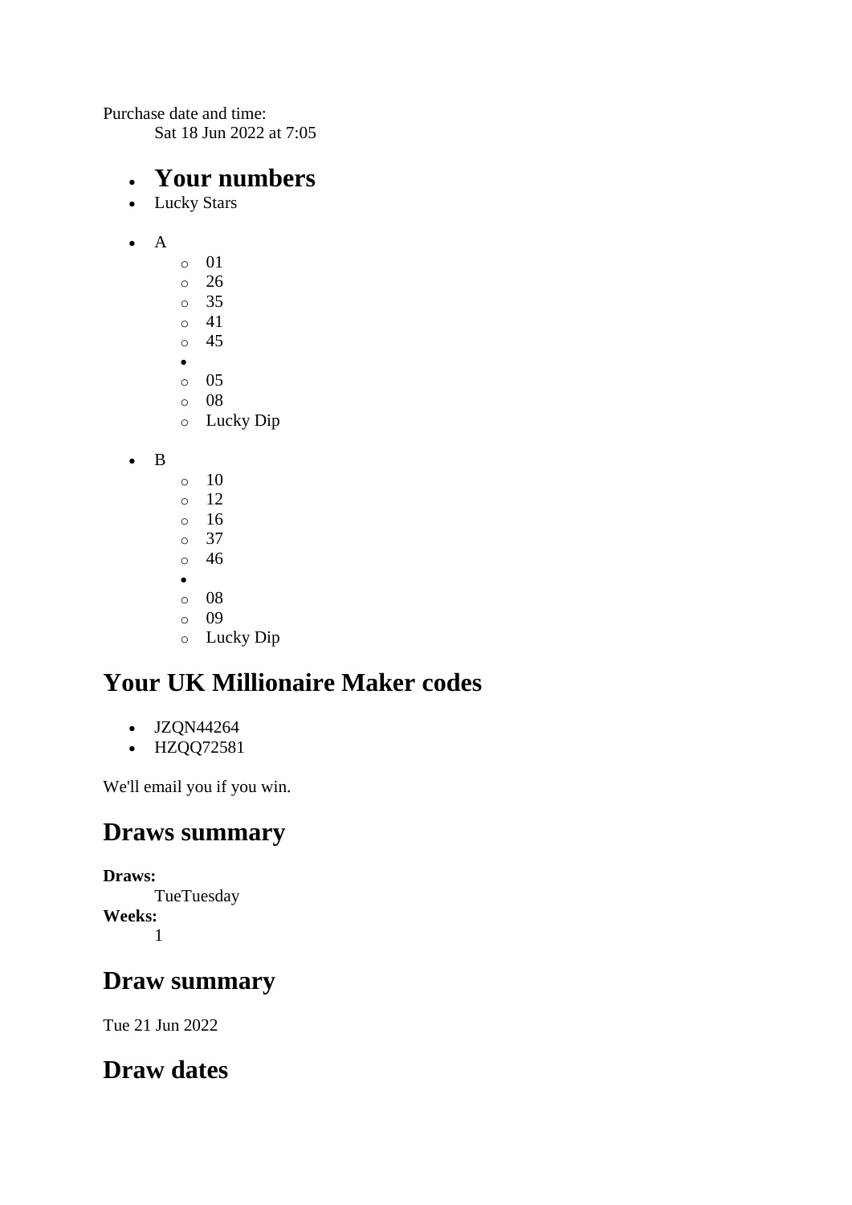Purchase date and time:
 Sat 18 Jun 2022 at 7:05

- **Your numbers**
- Lucky Stars

- A
  - 01
  - 26
  - 35
  - 41
  - 45
  -
  - 05
  - 08
  - Lucky Dip

- B
  - 10
  - 12
  - 16
  - 37
  - 46
  -
  - 08
  - 09
  - Lucky Dip

## Your UK Millionaire Maker codes

- JZQN44264
- HZQQ72581

We'll email you if you win.

## Draws summary

**Draws:**
 TueTuesday
**Weeks:**
 1

## Draw summary

Tue 21 Jun 2022

## Draw dates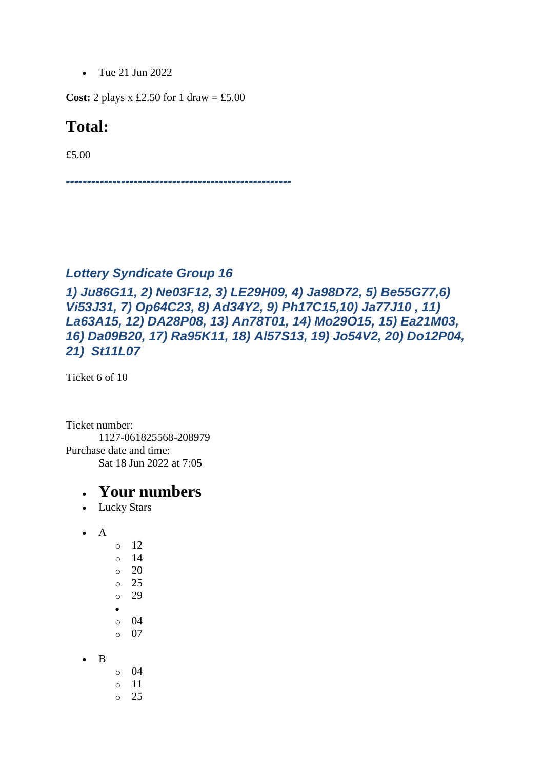- Tue 21 Jun 2022

**Cost:** 2 plays x £2.50 for 1 draw = £5.00

## Total:

£5.00

***-----------------------------------------------------***

### *Lottery Syndicate Group 16*

### *1) Ju86G11, 2) Ne03F12, 3) LE29H09, 4) Ja98D72, 5) Be55G77,6) Vi53J31, 7) Op64C23, 8) Ad34Y2, 9) Ph17C15,10) Ja77J10 , 11) La63A15, 12) DA28P08, 13) An78T01, 14) Mo29O15, 15) Ea21M03, 16) Da09B20, 17) Ra95K11, 18) Al57S13, 19) Jo54V2, 20) Do12P04, 21) St11L07*

Ticket 6 of 10

Ticket number:
    1127-061825568-208979
Purchase date and time:
    Sat 18 Jun 2022 at 7:05

- ## Your numbers
- Lucky Stars

- A
    - 12
    - 14
    - 20
    - 25
    - 29
- 
    - 04
    - 07

- B
    - 04
    - 11
    - 25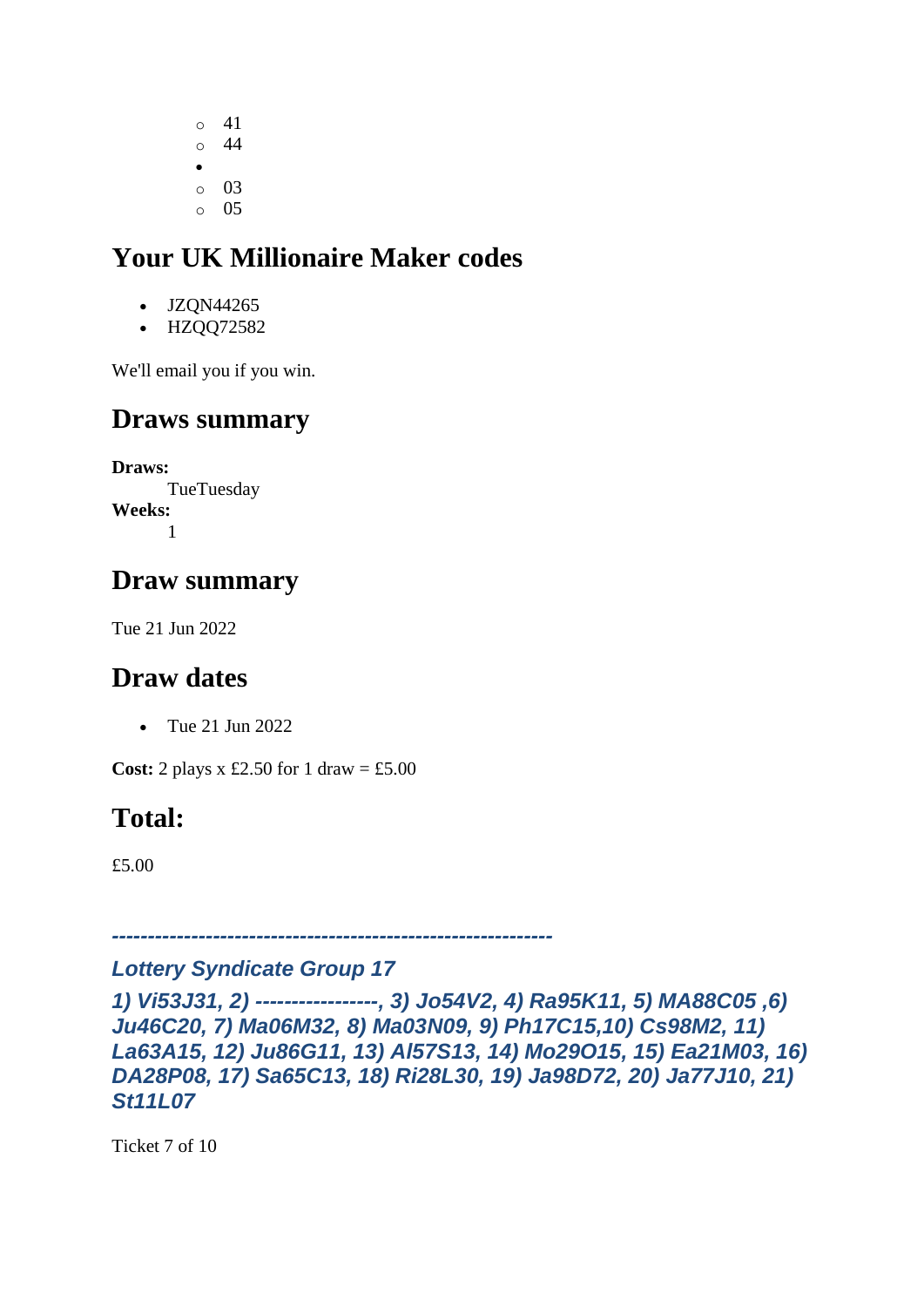- 41
  - 44
- 
  - 03
  - 05

## Your UK Millionaire Maker codes

- JZQN44265
- HZQQ72582

We'll email you if you win.

## Draws summary

**Draws:**
    TueTuesday
**Weeks:**
    1

## Draw summary

Tue 21 Jun 2022

## Draw dates

- Tue 21 Jun 2022

**Cost:** 2 plays x £2.50 for 1 draw = £5.00

## Total:

£5.00

***------------------------------------------------------------***

### *Lottery Syndicate Group 17*

***1) Vi53J31, 2) -----------------, 3) Jo54V2, 4) Ra95K11, 5) MA88C05 ,6) Ju46C20, 7) Ma06M32, 8) Ma03N09, 9) Ph17C15,10) Cs98M2, 11) La63A15, 12) Ju86G11, 13) Al57S13, 14) Mo29O15, 15) Ea21M03, 16) DA28P08, 17) Sa65C13, 18) Ri28L30, 19) Ja98D72, 20) Ja77J10, 21) St11L07***

Ticket 7 of 10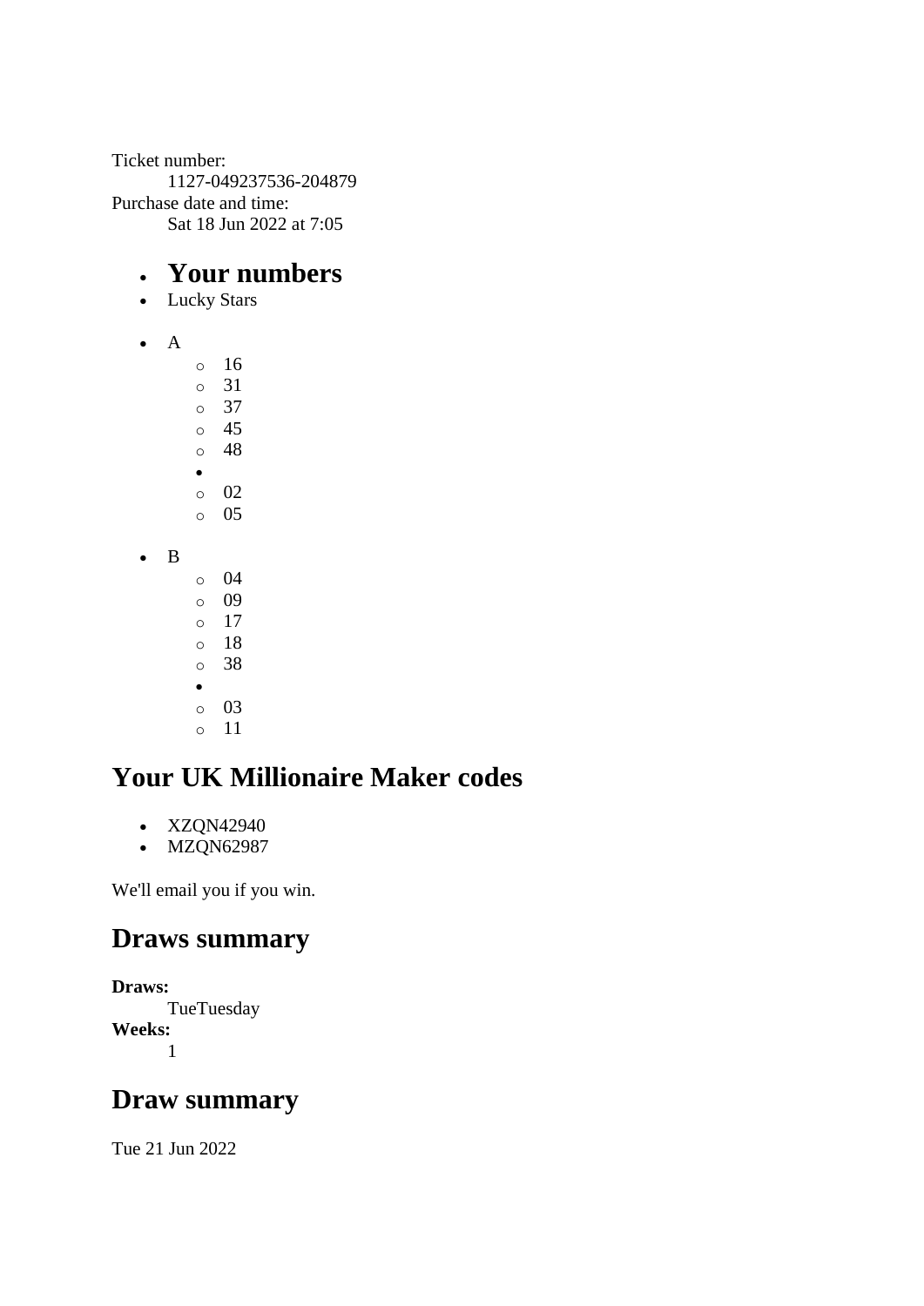Ticket number:
1127-049237536-204879
Purchase date and time:
Sat 18 Jun 2022 at 7:05

- **Your numbers**
- Lucky Stars

- A
    - 16
    - 31
    - 37
    - 45
    - 48
  - 
    - 02
    - 05

- B
    - 04
    - 09
    - 17
    - 18
    - 38
  - 
    - 03
    - 11

## Your UK Millionaire Maker codes

- XZQN42940
- MZQN62987

We'll email you if you win.

## Draws summary

**Draws:**
TueTuesday
**Weeks:**
1

## Draw summary

Tue 21 Jun 2022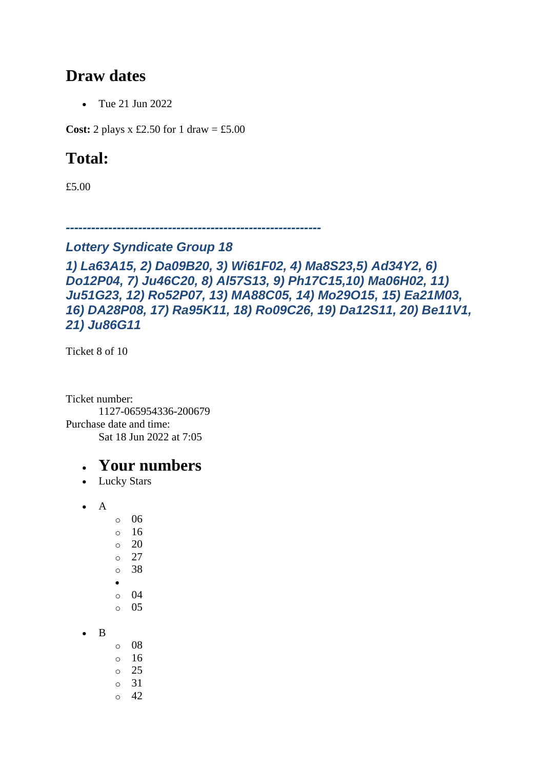## Draw dates

- Tue 21 Jun 2022

**Cost:** 2 plays x £2.50 for 1 draw = £5.00

## Total:

£5.00

***------------------------------------------------------------***

### *Lottery Syndicate Group 18*

### *1) La63A15, 2) Da09B20, 3) Wi61F02, 4) Ma8S23,5) Ad34Y2, 6) Do12P04, 7) Ju46C20, 8) Al57S13, 9) Ph17C15,10) Ma06H02, 11) Ju51G23, 12) Ro52P07, 13) MA88C05, 14) Mo29O15, 15) Ea21M03, 16) DA28P08, 17) Ra95K11, 18) Ro09C26, 19) Da12S11, 20) Be11V1, 21) Ju86G11*

Ticket 8 of 10

Ticket number:
 1127-065954336-200679
Purchase date and time:
 Sat 18 Jun 2022 at 7:05

- ## Your numbers
- Lucky Stars

- A
    - 06
    - 16
    - 20
    - 27
    - 38
  - 
    - 04
    - 05

- B
    - 08
    - 16
    - 25
    - 31
    - 42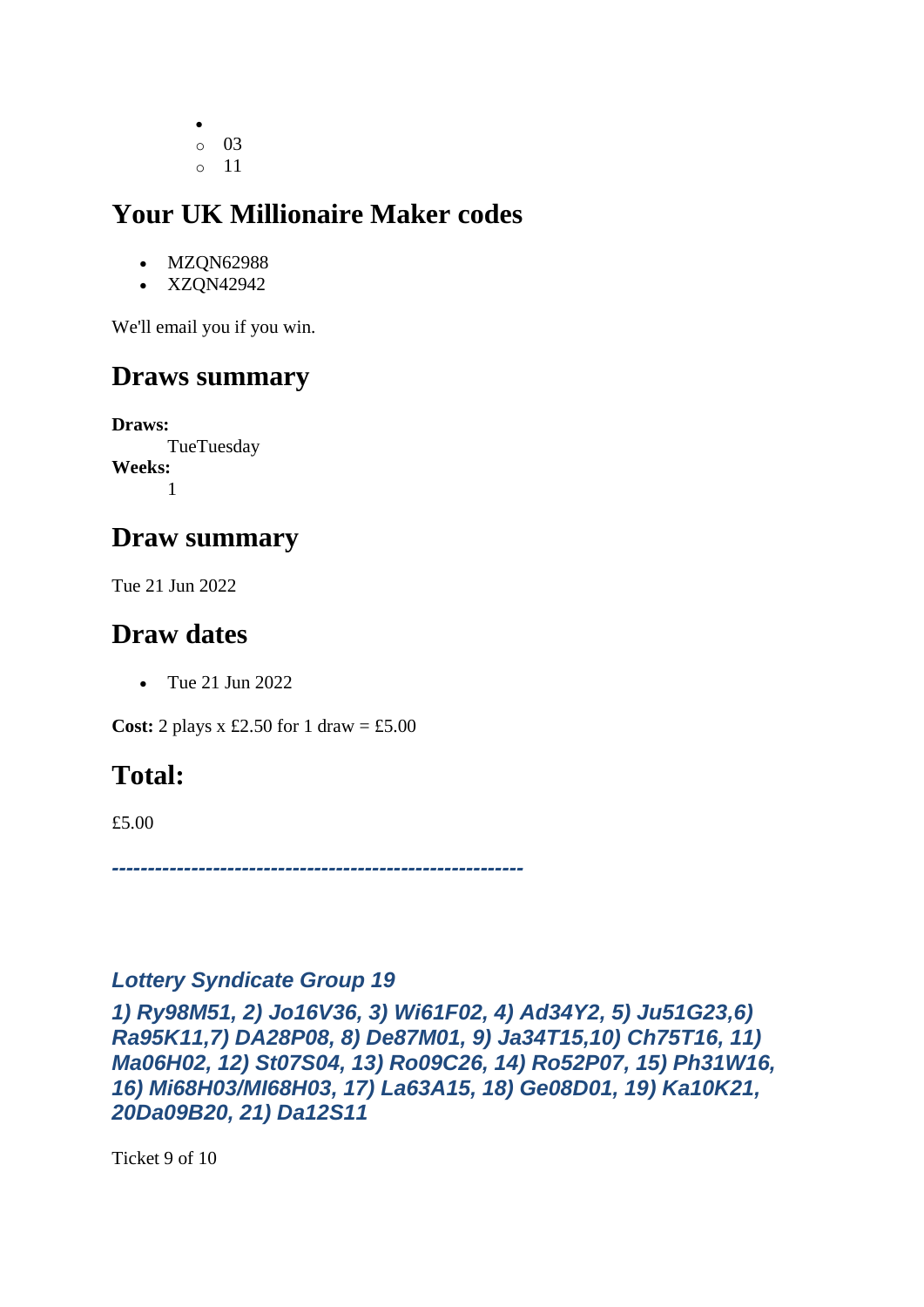- 
  - 03
  - 11

## Your UK Millionaire Maker codes

- MZQN62988
- XZQN42942

We'll email you if you win.

## Draws summary

**Draws:**
TueTuesday
**Weeks:**
1

## Draw summary

Tue 21 Jun 2022

## Draw dates

- Tue 21 Jun 2022

**Cost:** 2 plays x £2.50 for 1 draw = £5.00

## Total:

£5.00

***--------------------------------------------------------***

### *Lottery Syndicate Group 19*

### *1) Ry98M51, 2) Jo16V36, 3) Wi61F02, 4) Ad34Y2, 5) Ju51G23,6) Ra95K11,7) DA28P08, 8) De87M01, 9) Ja34T15,10) Ch75T16, 11) Ma06H02, 12) St07S04, 13) Ro09C26, 14) Ro52P07, 15) Ph31W16, 16) Mi68H03/MI68H03, 17) La63A15, 18) Ge08D01, 19) Ka10K21, 20Da09B20, 21) Da12S11*

Ticket 9 of 10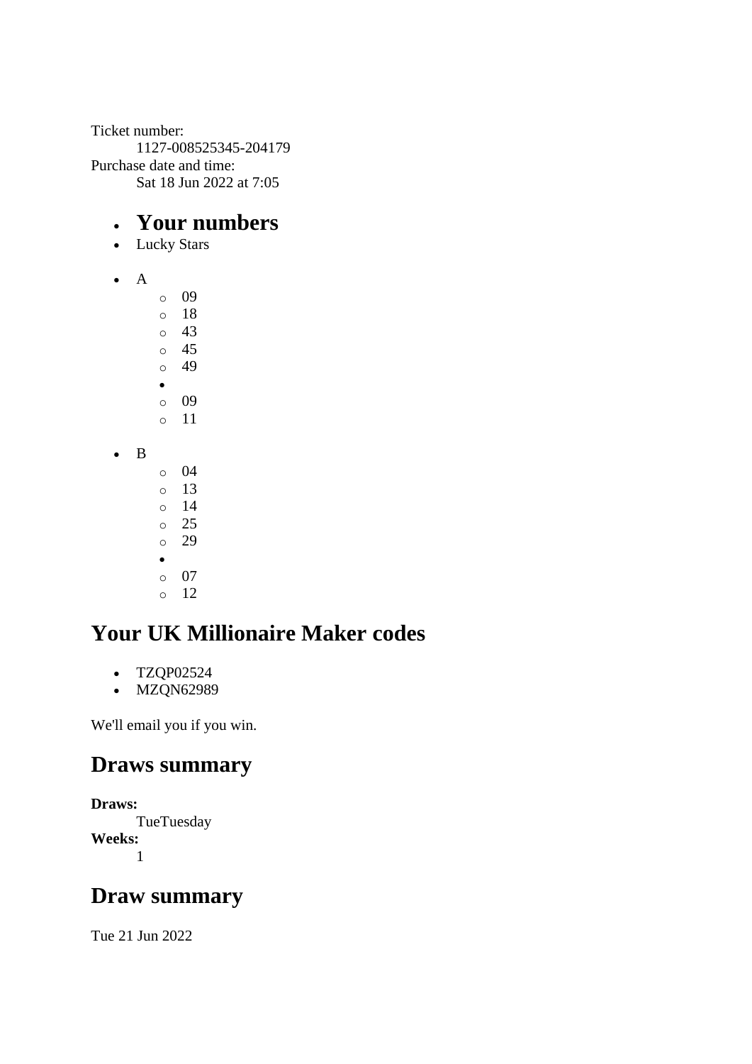Ticket number:
    1127-008525345-204179
Purchase date and time:
    Sat 18 Jun 2022 at 7:05

- **Your numbers**
- Lucky Stars

- A
    - 09
    - 18
    - 43
    - 45
    - 49
  -
    - 09
    - 11

- B
    - 04
    - 13
    - 14
    - 25
    - 29
  -
    - 07
    - 12

## Your UK Millionaire Maker codes

- TZQP02524
- MZQN62989

We'll email you if you win.

## Draws summary

**Draws:**
    TueTuesday
**Weeks:**
    1

## Draw summary

Tue 21 Jun 2022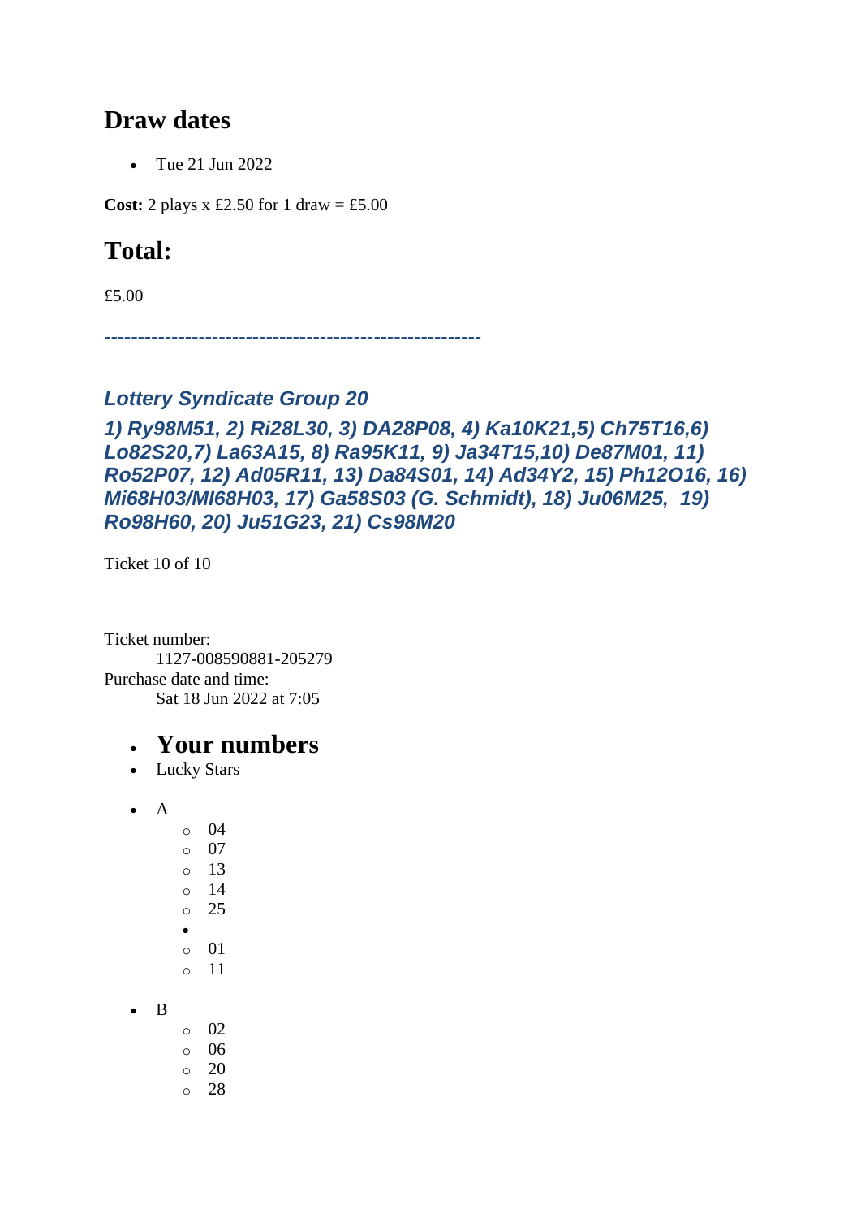## Draw dates

- Tue 21 Jun 2022

**Cost:** 2 plays x £2.50 for 1 draw = £5.00

## Total:

£5.00

***--------------------------------------------------------***

### *Lottery Syndicate Group 20*

### *1) Ry98M51, 2) Ri28L30, 3) DA28P08, 4) Ka10K21,5) Ch75T16,6) Lo82S20,7) La63A15, 8) Ra95K11, 9) Ja34T15,10) De87M01, 11) Ro52P07, 12) Ad05R11, 13) Da84S01, 14) Ad34Y2, 15) Ph12O16, 16) Mi68H03/MI68H03, 17) Ga58S03 (G. Schmidt), 18) Ju06M25, 19) Ro98H60, 20) Ju51G23, 21) Cs98M20*

Ticket 10 of 10

Ticket number:
    1127-008590881-205279
Purchase date and time:
    Sat 18 Jun 2022 at 7:05

- ## Your numbers
- Lucky Stars

- A
    - 04
    - 07
    - 13
    - 14
    - 25
  -
    - 01
    - 11

- B
    - 02
    - 06
    - 20
    - 28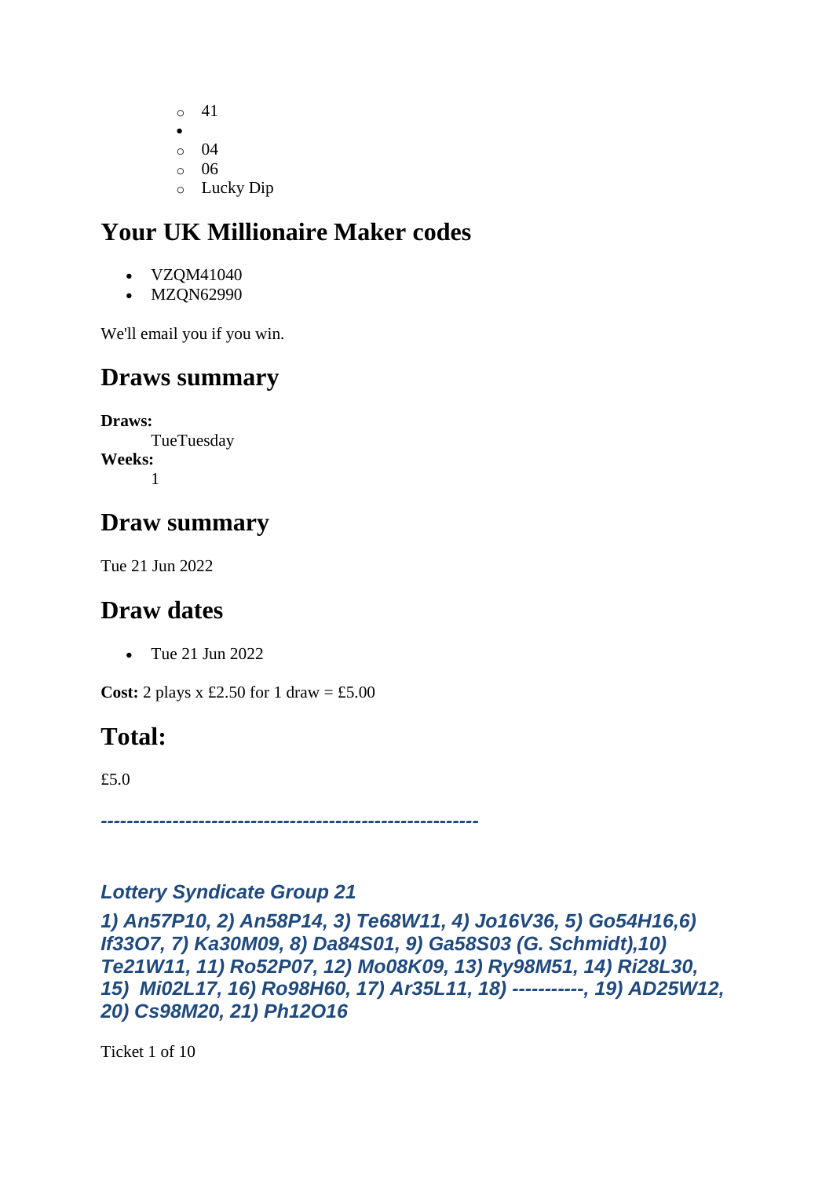- 41
- 
  - 04
  - 06
  - Lucky Dip

## Your UK Millionaire Maker codes

- VZQM41040
- MZQN62990

We'll email you if you win.

## Draws summary

**Draws:**
TueTuesday
**Weeks:**
1

## Draw summary

Tue 21 Jun 2022

## Draw dates

- Tue 21 Jun 2022

**Cost:** 2 plays x £2.50 for 1 draw = £5.00

## Total:

£5.0

***---------------------------------------------------------***

### *Lottery Syndicate Group 21*

***1) An57P10, 2) An58P14, 3) Te68W11, 4) Jo16V36, 5) Go54H16,6) If33O7, 7) Ka30M09, 8) Da84S01, 9) Ga58S03 (G. Schmidt),10) Te21W11, 11) Ro52P07, 12) Mo08K09, 13) Ry98M51, 14) Ri28L30, 15) Mi02L17, 16) Ro98H60, 17) Ar35L11, 18) -----------, 19) AD25W12, 20) Cs98M20, 21) Ph12O16***

Ticket 1 of 10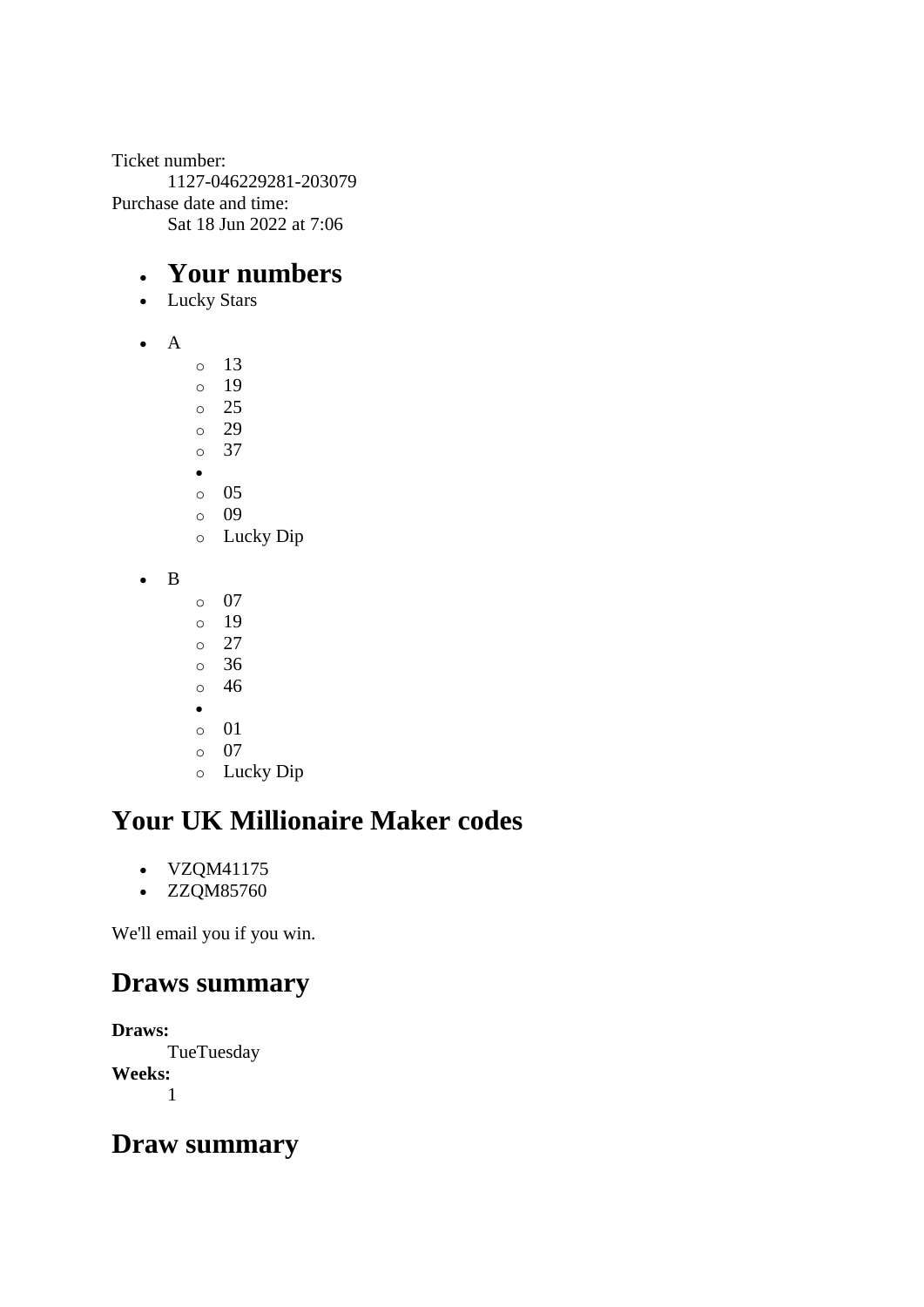Ticket number:
    1127-046229281-203079
Purchase date and time:
    Sat 18 Jun 2022 at 7:06

- ## Your numbers
- Lucky Stars

- A
    - 13
    - 19
    - 25
    - 29
    - 37
- 
    - 05
    - 09
    - Lucky Dip

- B
    - 07
    - 19
    - 27
    - 36
    - 46
- 
    - 01
    - 07
    - Lucky Dip

## Your UK Millionaire Maker codes

- VZQM41175
- ZZQM85760

We'll email you if you win.

## Draws summary

**Draws:**
    TueTuesday
**Weeks:**
    1

## Draw summary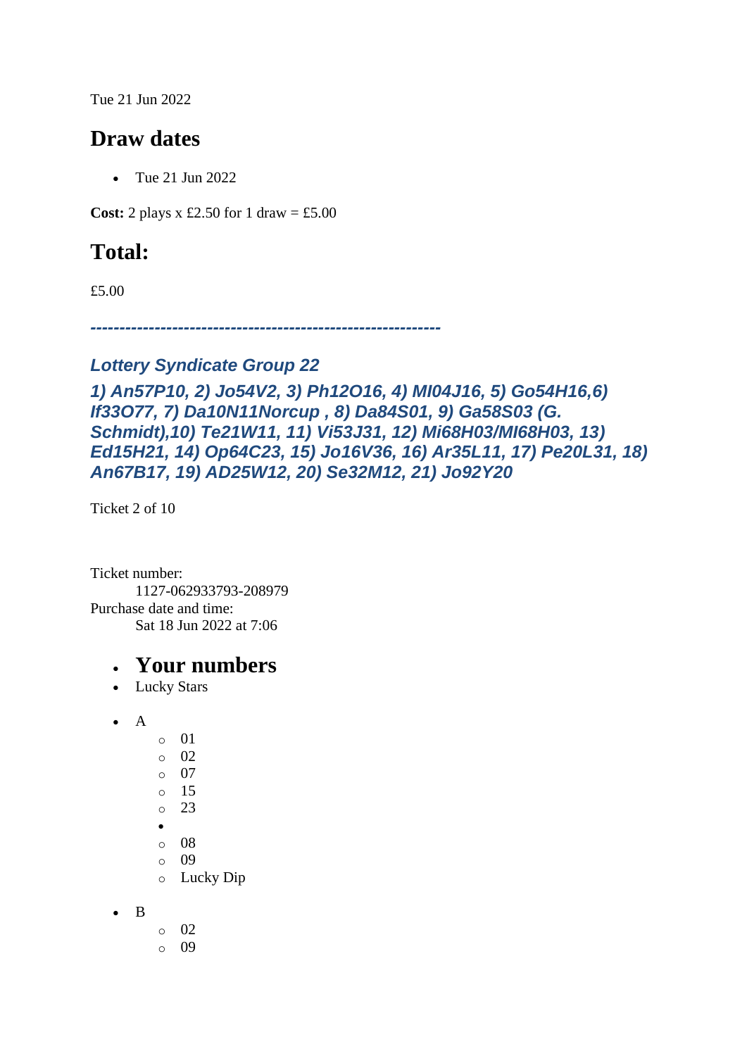Tue 21 Jun 2022

## Draw dates

- Tue 21 Jun 2022

**Cost:** 2 plays x £2.50 for 1 draw = £5.00

## Total:

£5.00

***------------------------------------------------------------***

### *Lottery Syndicate Group 22*

### *1) An57P10, 2) Jo54V2, 3) Ph12O16, 4) MI04J16, 5) Go54H16,6) If33O77, 7) Da10N11Norcup , 8) Da84S01, 9) Ga58S03 (G. Schmidt),10) Te21W11, 11) Vi53J31, 12) Mi68H03/MI68H03, 13) Ed15H21, 14) Op64C23, 15) Jo16V36, 16) Ar35L11, 17) Pe20L31, 18) An67B17, 19) AD25W12, 20) Se32M12, 21) Jo92Y20*

Ticket 2 of 10

Ticket number:
    1127-062933793-208979
Purchase date and time:
    Sat 18 Jun 2022 at 7:06

- # Your numbers
- Lucky Stars

- A
    - 01
    - 02
    - 07
    - 15
    - 23
    - 
    - 08
    - 09
    - Lucky Dip

- B
    - 02
    - 09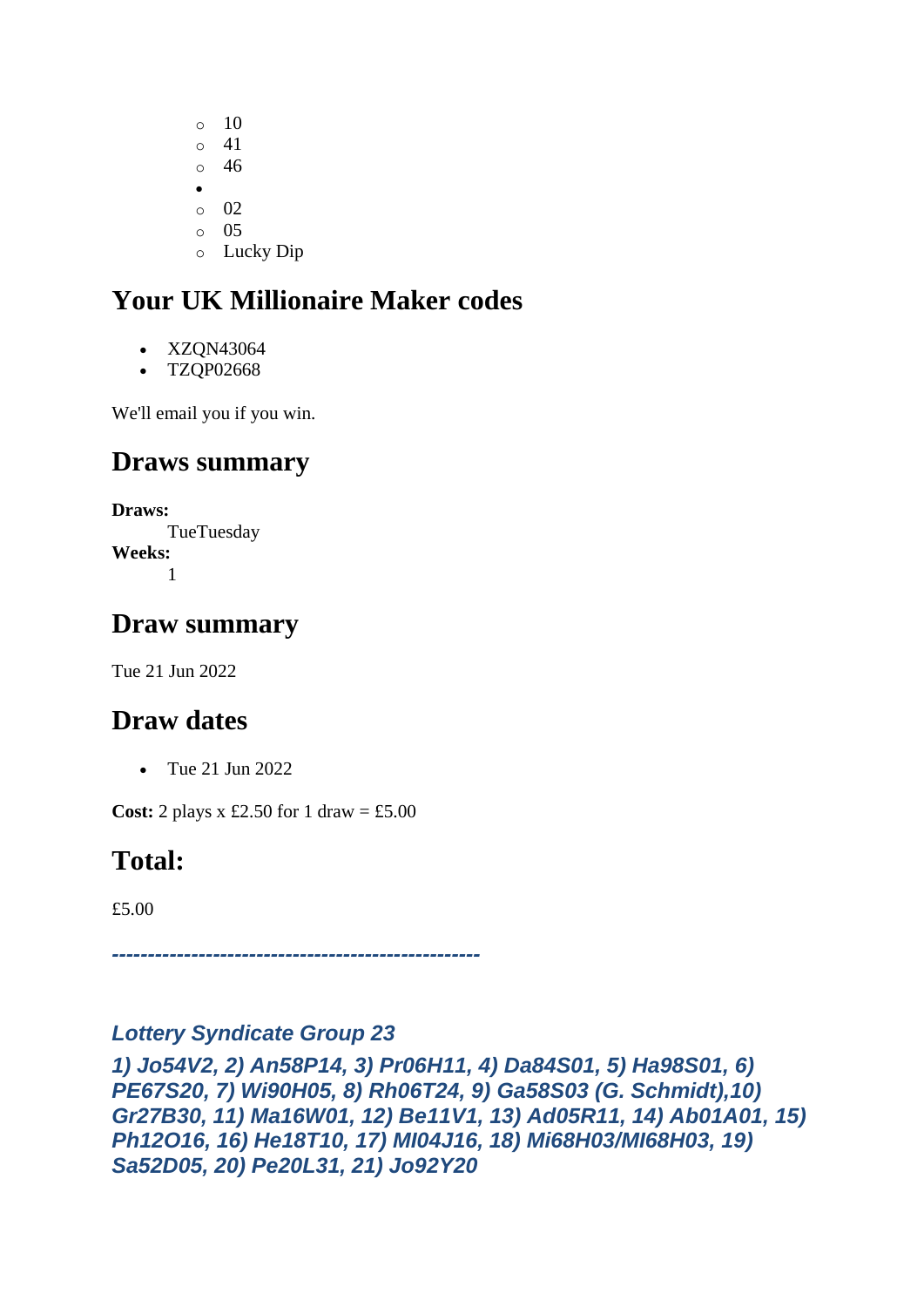- 10
    - 41
    - 46
- 
    - 02
    - 05
    - Lucky Dip

## Your UK Millionaire Maker codes

- XZQN43064
- TZQP02668

We'll email you if you win.

## Draws summary

**Draws:**
: TueTuesday

**Weeks:**
: 1

## Draw summary

Tue 21 Jun 2022

## Draw dates

- Tue 21 Jun 2022

**Cost:** 2 plays x £2.50 for 1 draw = £5.00

## Total:

£5.00

***---------------------------------------------------***

***Lottery Syndicate Group 23***

***1) Jo54V2, 2) An58P14, 3) Pr06H11, 4) Da84S01, 5) Ha98S01, 6) PE67S20, 7) Wi90H05, 8) Rh06T24, 9) Ga58S03 (G. Schmidt),10) Gr27B30, 11) Ma16W01, 12) Be11V1, 13) Ad05R11, 14) Ab01A01, 15) Ph12O16, 16) He18T10, 17) Ml04J16, 18) Mi68H03/Ml68H03, 19) Sa52D05, 20) Pe20L31, 21) Jo92Y20***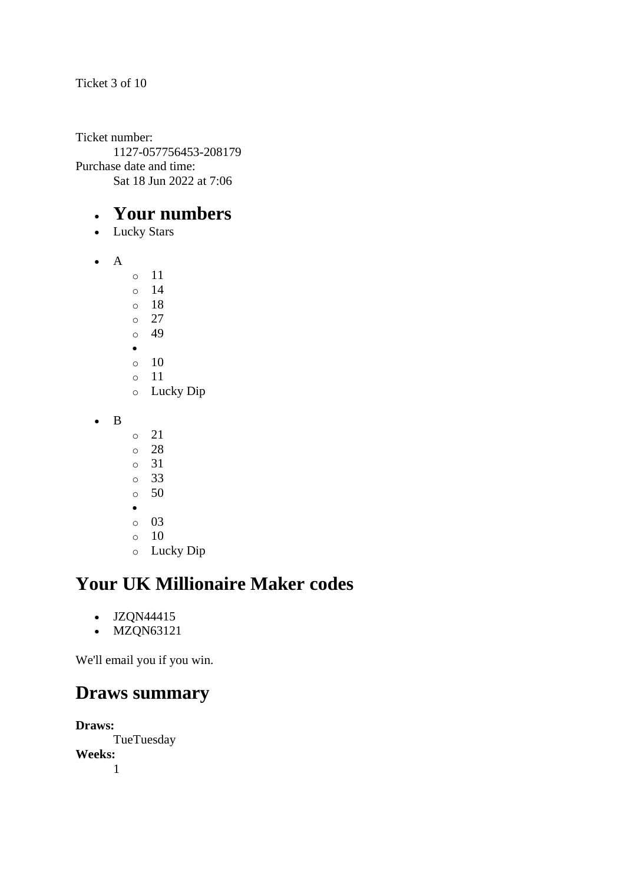Ticket 3 of 10

Ticket number:
    1127-057756453-208179
Purchase date and time:
    Sat 18 Jun 2022 at 7:06

- # Your numbers
- Lucky Stars

- A
    - 11
    - 14
    - 18
    - 27
    - 49
- 
    - 10
    - 11
    - Lucky Dip

- B
    - 21
    - 28
    - 31
    - 33
    - 50
- 
    - 03
    - 10
    - Lucky Dip

## Your UK Millionaire Maker codes

- JZQN44415
- MZQN63121

We'll email you if you win.

## Draws summary

**Draws:**
    TueTuesday
**Weeks:**
    1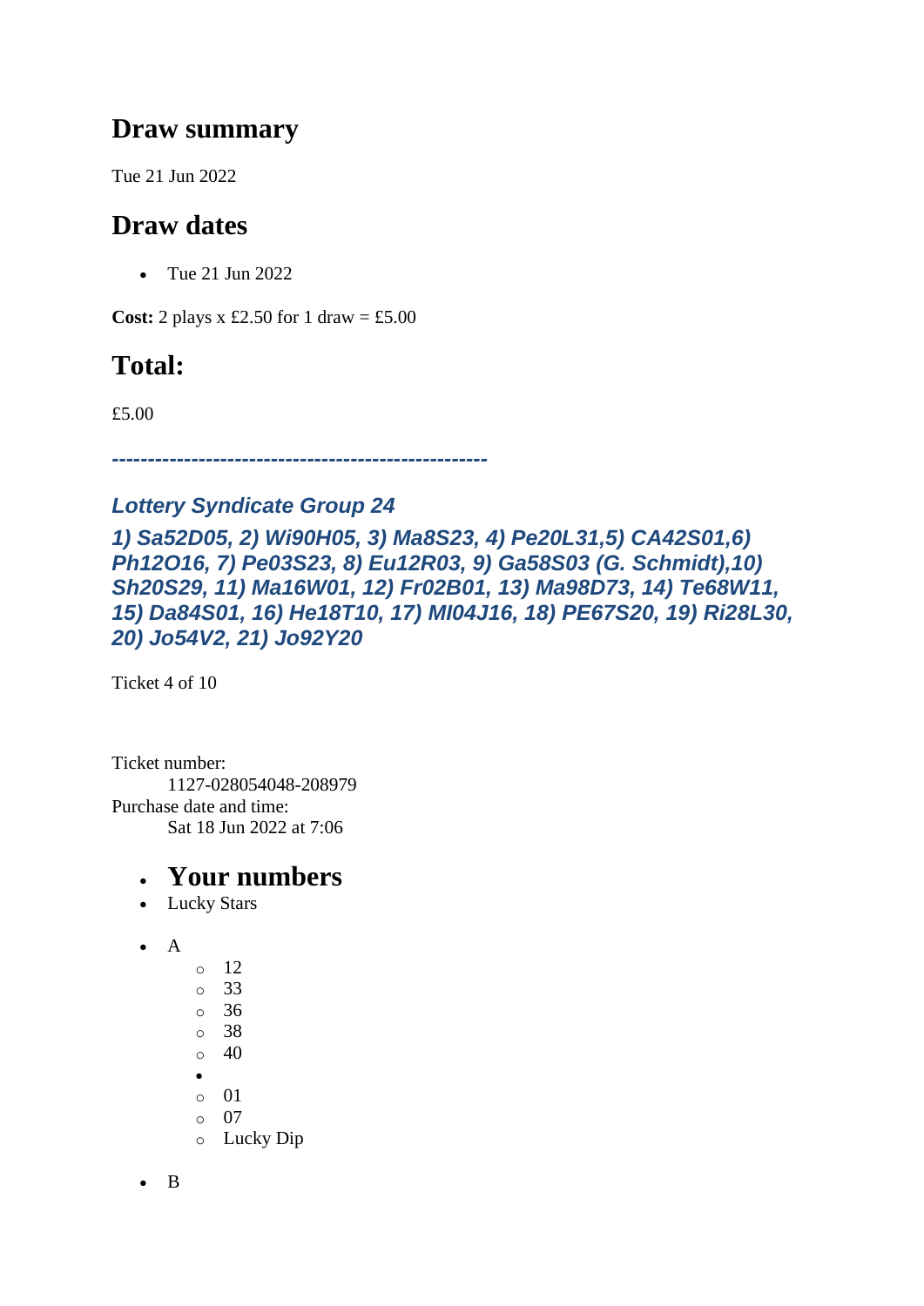## Draw summary

Tue 21 Jun 2022

## Draw dates

- Tue 21 Jun 2022

**Cost:** 2 plays x £2.50 for 1 draw = £5.00

## Total:

£5.00

***----------------------------------------------------***

### *Lottery Syndicate Group 24*

### *1) Sa52D05, 2) Wi90H05, 3) Ma8S23, 4) Pe20L31,5) CA42S01,6) Ph12O16, 7) Pe03S23, 8) Eu12R03, 9) Ga58S03 (G. Schmidt),10) Sh20S29, 11) Ma16W01, 12) Fr02B01, 13) Ma98D73, 14) Te68W11, 15) Da84S01, 16) He18T10, 17) MI04J16, 18) PE67S20, 19) Ri28L30, 20) Jo54V2, 21) Jo92Y20*

Ticket 4 of 10

Ticket number:
 1127-028054048-208979
Purchase date and time:
 Sat 18 Jun 2022 at 7:06

- **Your numbers**
- Lucky Stars

- A
  - 12
  - 33
  - 36
  - 38
  - 40
  - 
  - 01
  - 07
  - Lucky Dip

- B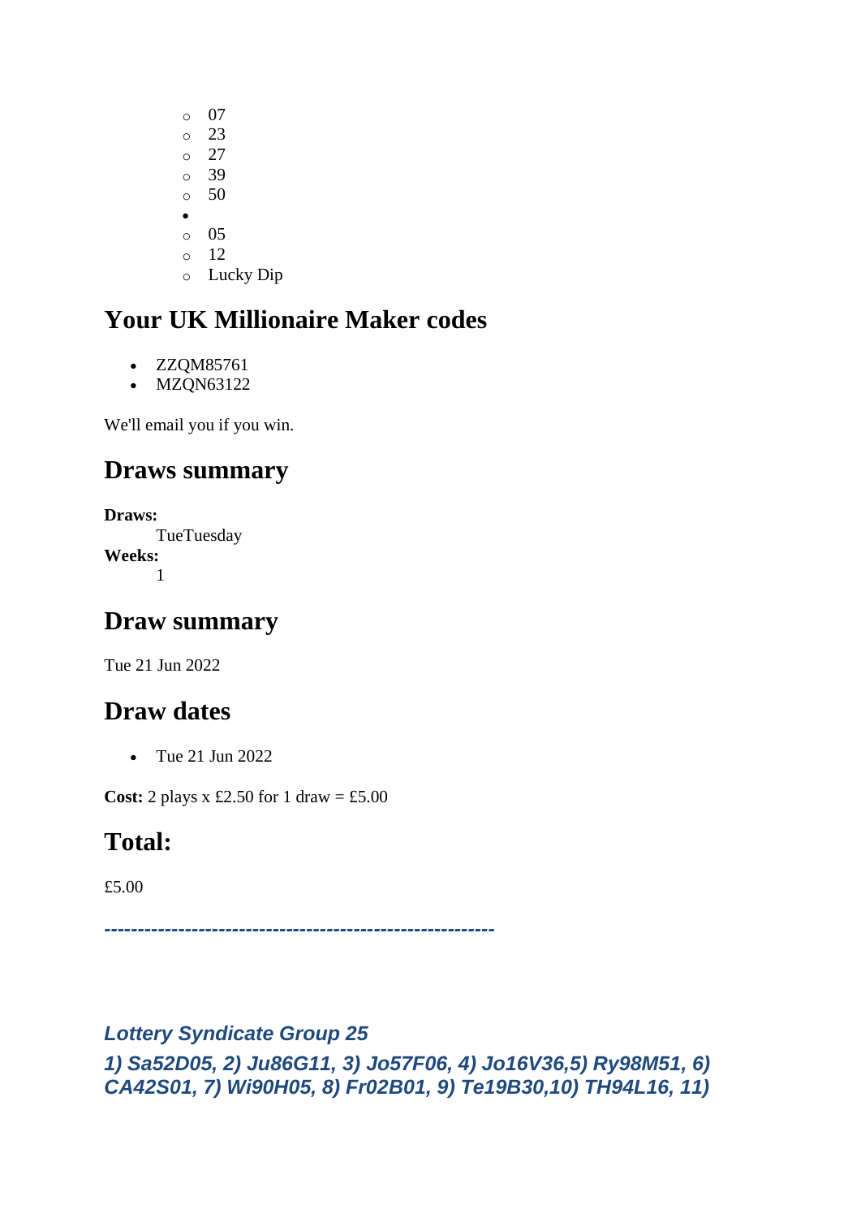- 07
    - 23
    - 27
    - 39
    - 50
- 
    - 05
    - 12
    - Lucky Dip

## Your UK Millionaire Maker codes

- ZZQM85761
- MZQN63122

We'll email you if you win.

## Draws summary

**Draws:**
TueTuesday
**Weeks:**
1

## Draw summary

Tue 21 Jun 2022

## Draw dates

- Tue 21 Jun 2022

**Cost:** 2 plays x £2.50 for 1 draw = £5.00

## Total:

£5.00

***---------------------------------------------------------***

***Lottery Syndicate Group 25***

***1) Sa52D05, 2) Ju86G11, 3) Jo57F06, 4) Jo16V36,5) Ry98M51, 6) CA42S01, 7) Wi90H05, 8) Fr02B01, 9) Te19B30,10) TH94L16, 11)***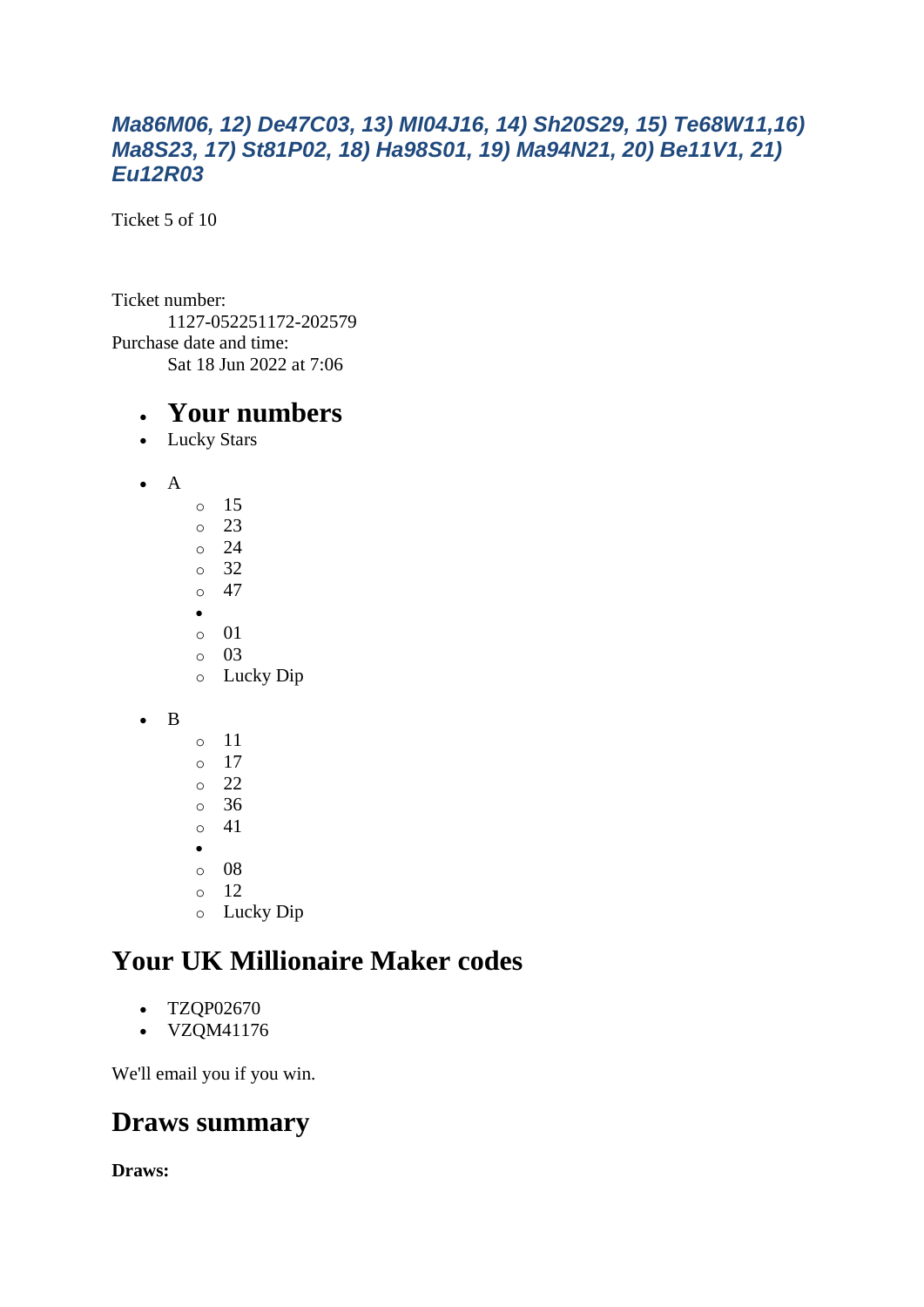*Ma86M06, 12) De47C03, 13) Ml04J16, 14) Sh20S29, 15) Te68W11,16) Ma8S23, 17) St81P02, 18) Ha98S01, 19) Ma94N21, 20) Be11V1, 21) Eu12R03*

Ticket 5 of 10

Ticket number:
: 1127-052251172-202579

Purchase date and time:
: Sat 18 Jun 2022 at 7:06

- # Your numbers
- Lucky Stars

- A
    - 15
    - 23
    - 24
    - 32
    - 47
  - 
    - 01
    - 03
    - Lucky Dip

- B
    - 11
    - 17
    - 22
    - 36
    - 41
  - 
    - 08
    - 12
    - Lucky Dip

## Your UK Millionaire Maker codes

- TZQP02670
- VZQM41176

We'll email you if you win.

## Draws summary

**Draws:**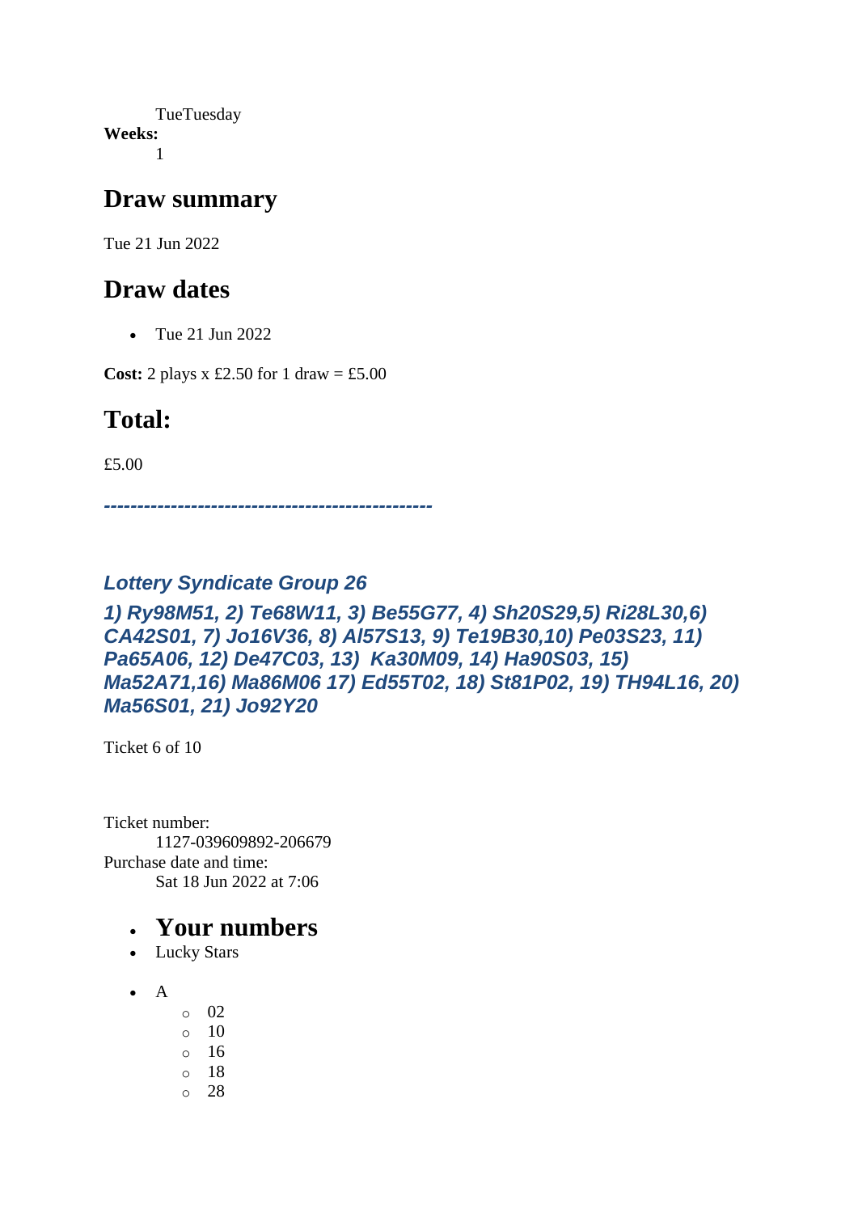TueTuesday

**Weeks:**

1

## Draw summary

Tue 21 Jun 2022

## Draw dates

- Tue 21 Jun 2022

**Cost:** 2 plays x £2.50 for 1 draw = £5.00

## Total:

£5.00

***-------------------------------------------------***

### *Lottery Syndicate Group 26*

### *1) Ry98M51, 2) Te68W11, 3) Be55G77, 4) Sh20S29,5) Ri28L30,6) CA42S01, 7) Jo16V36, 8) Al57S13, 9) Te19B30,10) Pe03S23, 11) Pa65A06, 12) De47C03, 13) Ka30M09, 14) Ha90S03, 15) Ma52A71,16) Ma86M06 17) Ed55T02, 18) St81P02, 19) TH94L16, 20) Ma56S01, 21) Jo92Y20*

Ticket 6 of 10

Ticket number:

1127-039609892-206679

Purchase date and time:

Sat 18 Jun 2022 at 7:06

- ## Your numbers
- Lucky Stars

- A
  - 02
  - 10
  - 16
  - 18
  - 28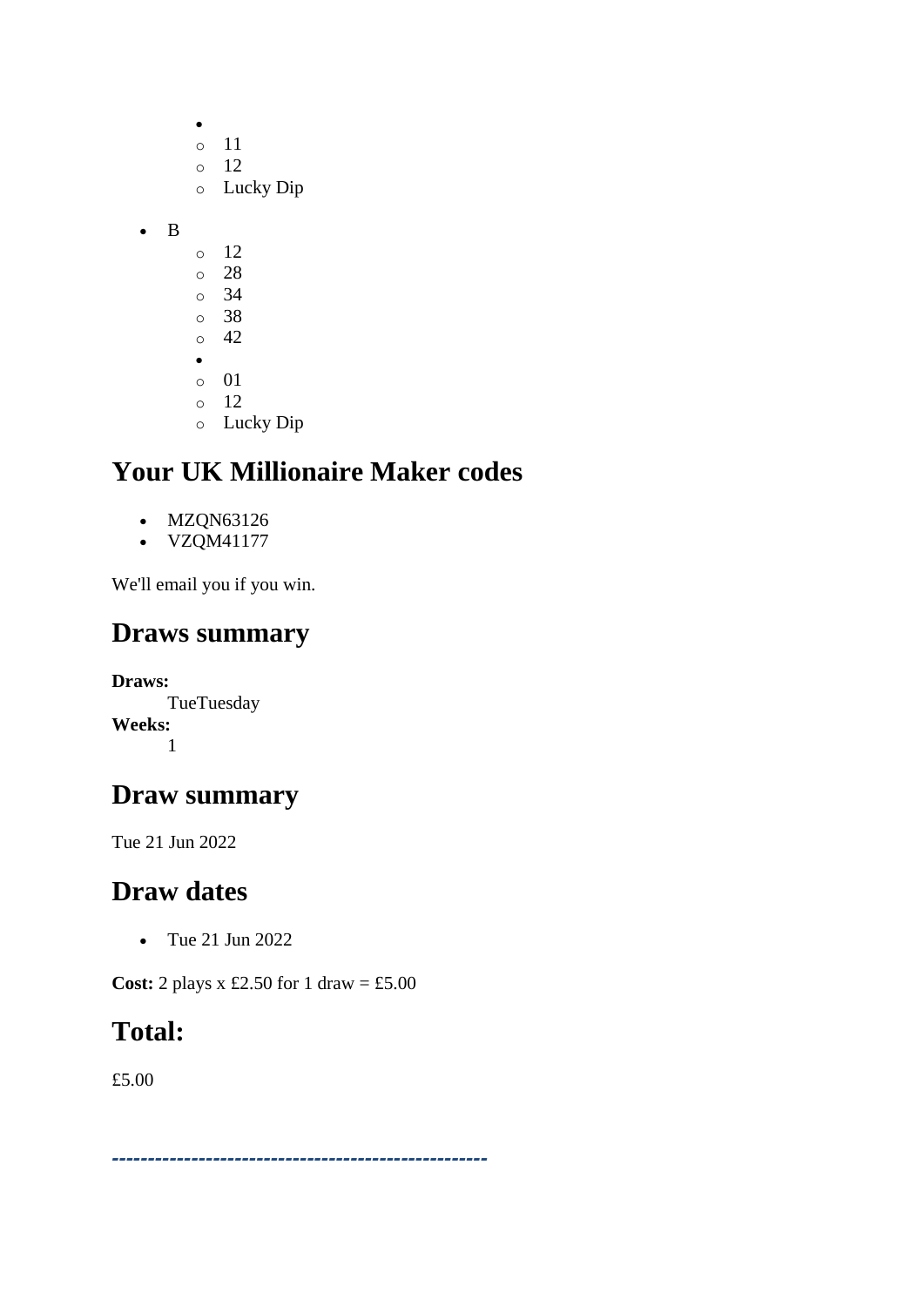- 
    - 11
    - 12
    - Lucky Dip

- B
    - 12
    - 28
    - 34
    - 38
    - 42
- 
    - 01
    - 12
    - Lucky Dip

## Your UK Millionaire Maker codes

- MZQN63126
- VZQM41177

We'll email you if you win.

## Draws summary

**Draws:**
TueTuesday
**Weeks:**
1

## Draw summary

Tue 21 Jun 2022

## Draw dates

- Tue 21 Jun 2022

**Cost:** 2 plays x £2.50 for 1 draw = £5.00

## Total:

£5.00

---------------------------------------------------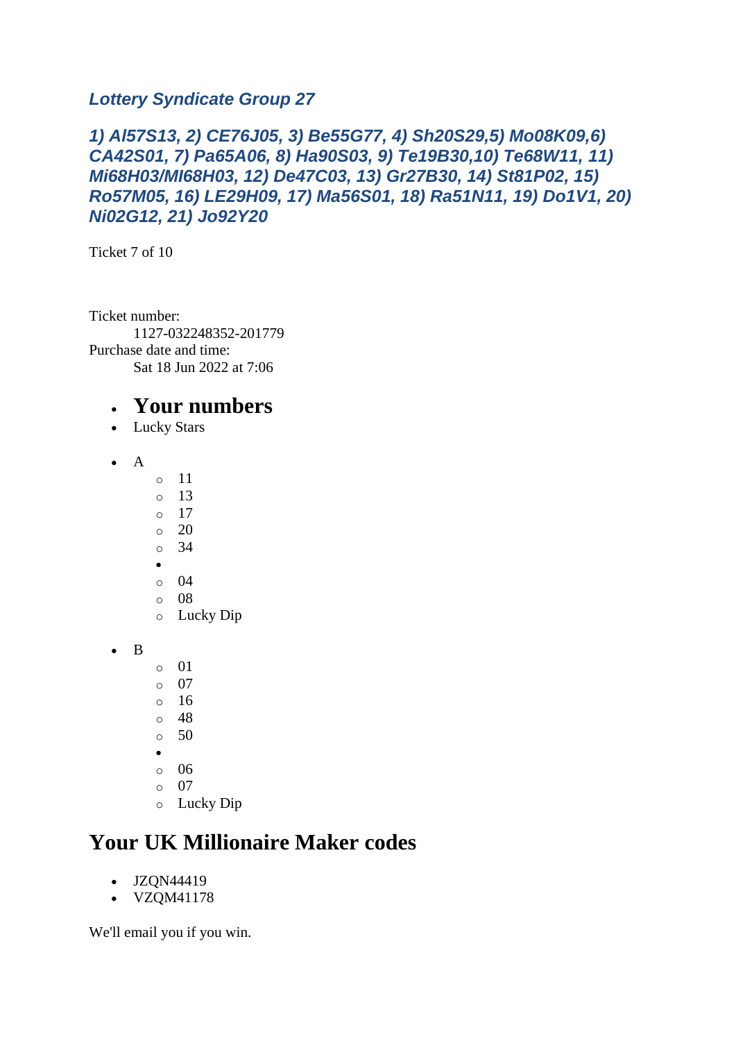### *Lottery Syndicate Group 27*

### *1) Al57S13, 2) CE76J05, 3) Be55G77, 4) Sh20S29,5) Mo08K09,6) CA42S01, 7) Pa65A06, 8) Ha90S03, 9) Te19B30,10) Te68W11, 11) Mi68H03/MI68H03, 12) De47C03, 13) Gr27B30, 14) St81P02, 15) Ro57M05, 16) LE29H09, 17) Ma56S01, 18) Ra51N11, 19) Do1V1, 20) Ni02G12, 21) Jo92Y20*

Ticket 7 of 10

Ticket number:
    1127-032248352-201779
Purchase date and time:
    Sat 18 Jun 2022 at 7:06

- ## Your numbers
- Lucky Stars

- A
    - 11
    - 13
    - 17
    - 20
    - 34
  -
    - 04
    - 08
    - Lucky Dip

- B
    - 01
    - 07
    - 16
    - 48
    - 50
  -
    - 06
    - 07
    - Lucky Dip

## Your UK Millionaire Maker codes

- JZQN44419
- VZQM41178

We'll email you if you win.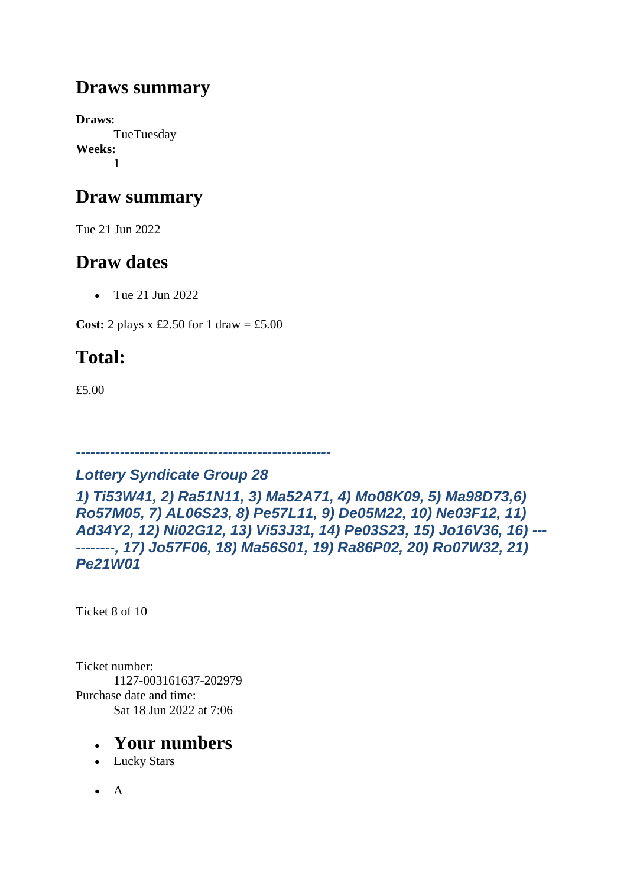## Draws summary

**Draws:**
TueTuesday
**Weeks:**
1

## Draw summary

Tue 21 Jun 2022

## Draw dates

- Tue 21 Jun 2022

**Cost:** 2 plays x £2.50 for 1 draw = £5.00

## Total:

£5.00

***---------------------------------------------------***

***Lottery Syndicate Group 28***

***1) Ti53W41, 2) Ra51N11, 3) Ma52A71, 4) Mo08K09, 5) Ma98D73,6) Ro57M05, 7) AL06S23, 8) Pe57L11, 9) De05M22, 10) Ne03F12, 11) Ad34Y2, 12) Ni02G12, 13) Vi53J31, 14) Pe03S23, 15) Jo16V36, 16) -----------, 17) Jo57F06, 18) Ma56S01, 19) Ra86P02, 20) Ro07W32, 21) Pe21W01***

Ticket 8 of 10

Ticket number:
1127-003161637-202979
Purchase date and time:
Sat 18 Jun 2022 at 7:06

- **Your numbers**
- Lucky Stars

- A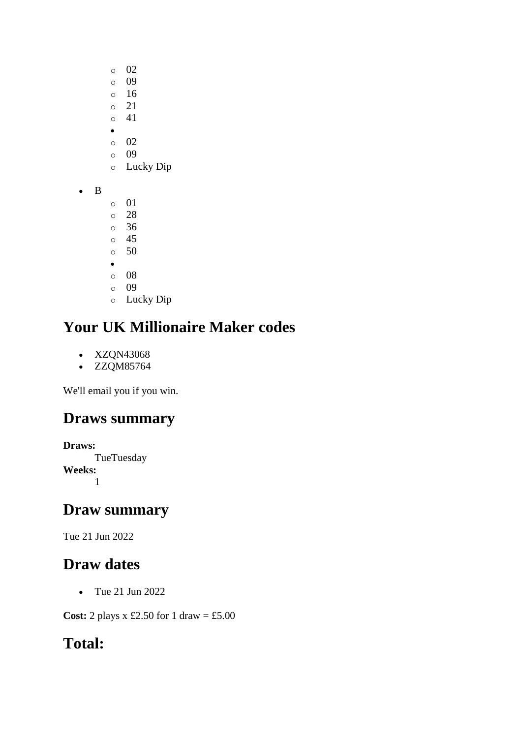- 02
    - 09
    - 16
    - 21
    - 41
  - 
    - 02
    - 09
    - Lucky Dip

- B
    - 01
    - 28
    - 36
    - 45
    - 50
  - 
    - 08
    - 09
    - Lucky Dip

## Your UK Millionaire Maker codes

- XZQN43068
- ZZQM85764

We'll email you if you win.

## Draws summary

**Draws:**
: TueTuesday

**Weeks:**
: 1

## Draw summary

Tue 21 Jun 2022

## Draw dates

- Tue 21 Jun 2022

**Cost:** 2 plays x £2.50 for 1 draw = £5.00

## Total: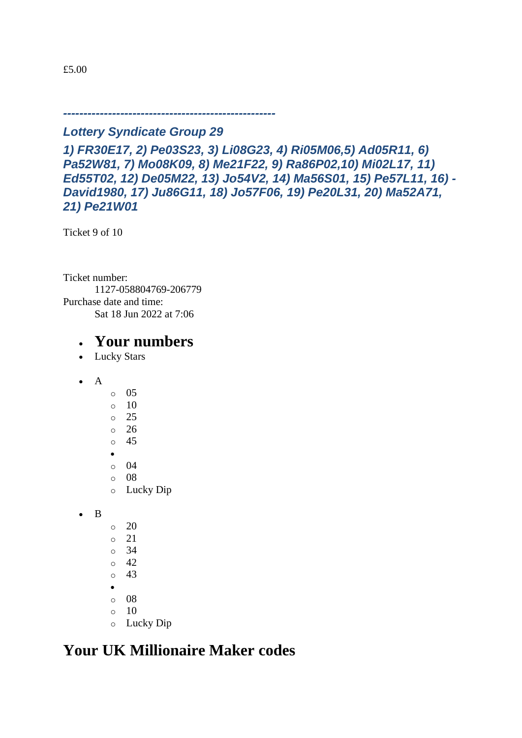£5.00

***---------------------------------------------------***

***Lottery Syndicate Group 29***

***1) FR30E17, 2) Pe03S23, 3) Li08G23, 4) Ri05M06,5) Ad05R11, 6) Pa52W81, 7) Mo08K09, 8) Me21F22, 9) Ra86P02,10) Mi02L17, 11) Ed55T02, 12) De05M22, 13) Jo54V2, 14) Ma56S01, 15) Pe57L11, 16) -David1980, 17) Ju86G11, 18) Jo57F06, 19) Pe20L31, 20) Ma52A71, 21) Pe21W01***

Ticket 9 of 10

Ticket number:
    1127-058804769-206779
Purchase date and time:
    Sat 18 Jun 2022 at 7:06

- **Your numbers**
- Lucky Stars

- A
    - 05
    - 10
    - 25
    - 26
    - 45
  -
    - 04
    - 08
    - Lucky Dip

- B
    - 20
    - 21
    - 34
    - 42
    - 43
  -
    - 08
    - 10
    - Lucky Dip

## Your UK Millionaire Maker codes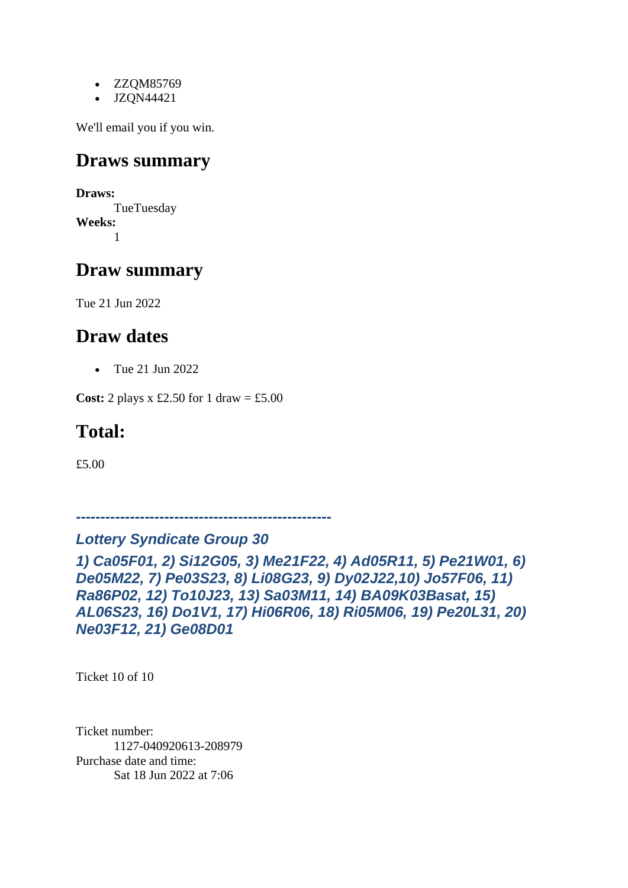- ZZQM85769
- JZQN44421

We'll email you if you win.

## Draws summary

**Draws:**
TueTuesday
**Weeks:**
1

## Draw summary

Tue 21 Jun 2022

## Draw dates

- Tue 21 Jun 2022

**Cost:** 2 plays x £2.50 for 1 draw = £5.00

## Total:

£5.00

***----------------------------------------------------***

***Lottery Syndicate Group 30***

***1) Ca05F01, 2) Si12G05, 3) Me21F22, 4) Ad05R11, 5) Pe21W01, 6) De05M22, 7) Pe03S23, 8) Li08G23, 9) Dy02J22,10) Jo57F06, 11) Ra86P02, 12) To10J23, 13) Sa03M11, 14) BA09K03Basat, 15) AL06S23, 16) Do1V1, 17) Hi06R06, 18) Ri05M06, 19) Pe20L31, 20) Ne03F12, 21) Ge08D01***

Ticket 10 of 10

Ticket number:
1127-040920613-208979
Purchase date and time:
Sat 18 Jun 2022 at 7:06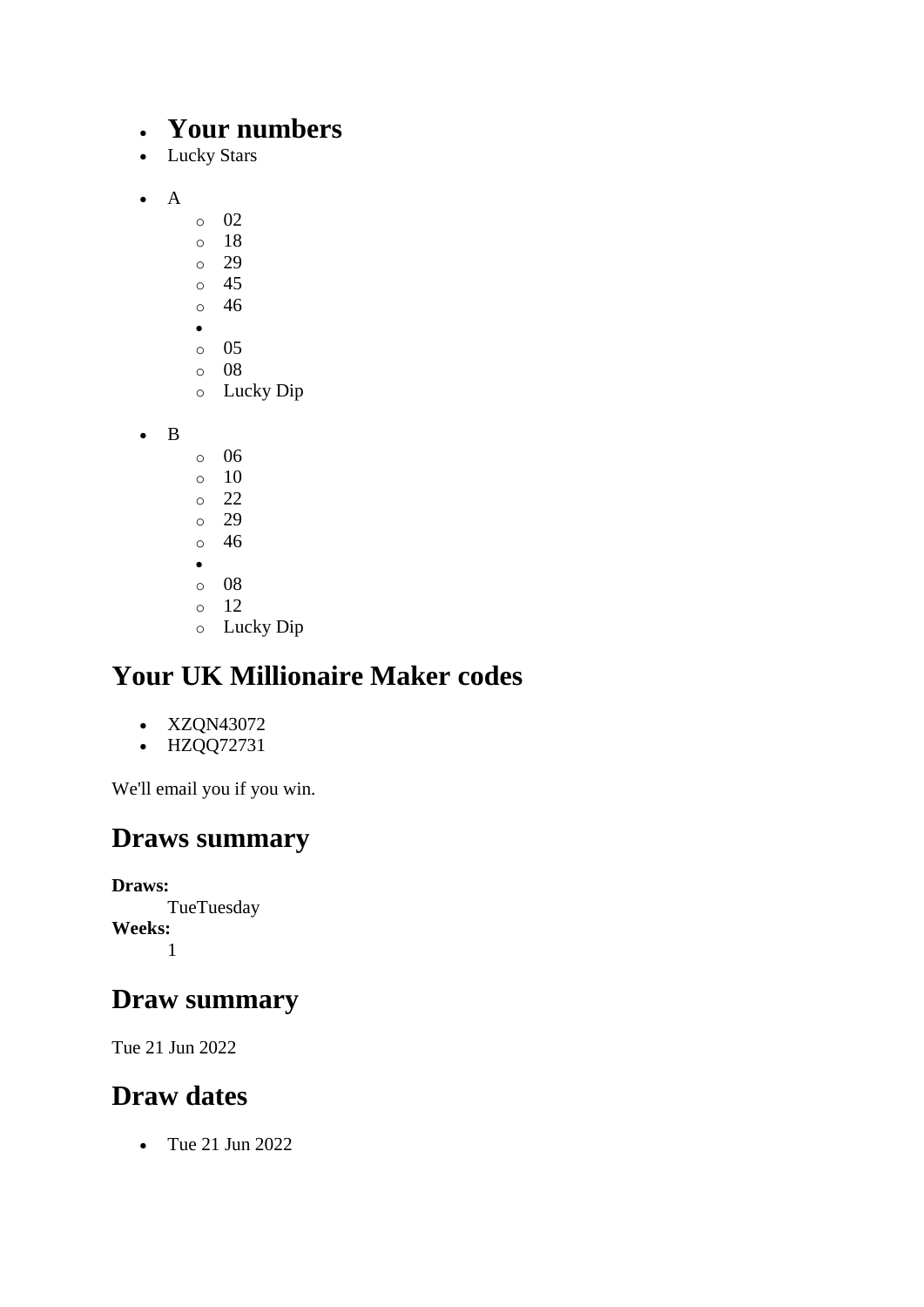- **Your numbers**
- Lucky Stars

- A
    - 02
    - 18
    - 29
    - 45
    - 46
  - 
    - 05
    - 08
    - Lucky Dip

- B
    - 06
    - 10
    - 22
    - 29
    - 46
  - 
    - 08
    - 12
    - Lucky Dip

## Your UK Millionaire Maker codes

- XZQN43072
- HZQQ72731

We'll email you if you win.

## Draws summary

**Draws:**
TueTuesday

**Weeks:**
1

## Draw summary

Tue 21 Jun 2022

## Draw dates

- Tue 21 Jun 2022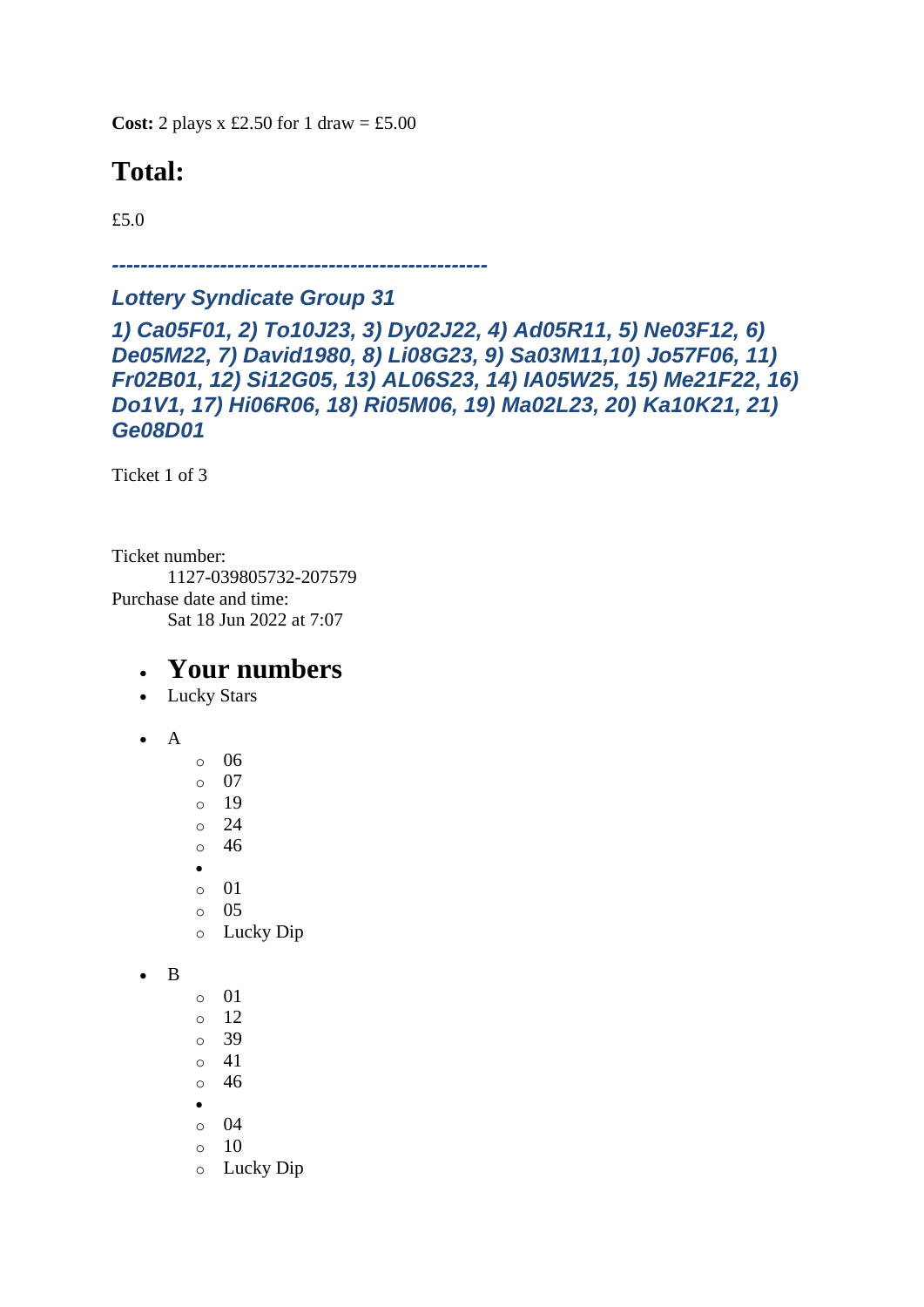**Cost:** 2 plays x £2.50 for 1 draw = £5.00

# Total:

£5.0

***---------------------------------------------------***

### *Lottery Syndicate Group 31*

### *1) Ca05F01, 2) To10J23, 3) Dy02J22, 4) Ad05R11, 5) Ne03F12, 6) De05M22, 7) David1980, 8) Li08G23, 9) Sa03M11,10) Jo57F06, 11) Fr02B01, 12) Si12G05, 13) AL06S23, 14) IA05W25, 15) Me21F22, 16) Do1V1, 17) Hi06R06, 18) Ri05M06, 19) Ma02L23, 20) Ka10K21, 21) Ge08D01*

Ticket 1 of 3

Ticket number:
    1127-039805732-207579
Purchase date and time:
    Sat 18 Jun 2022 at 7:07

- ## Your numbers
- Lucky Stars

- A
    - 06
    - 07
    - 19
    - 24
    - 46
- 
    - 01
    - 05
    - Lucky Dip

- B
    - 01
    - 12
    - 39
    - 41
    - 46
- 
    - 04
    - 10
    - Lucky Dip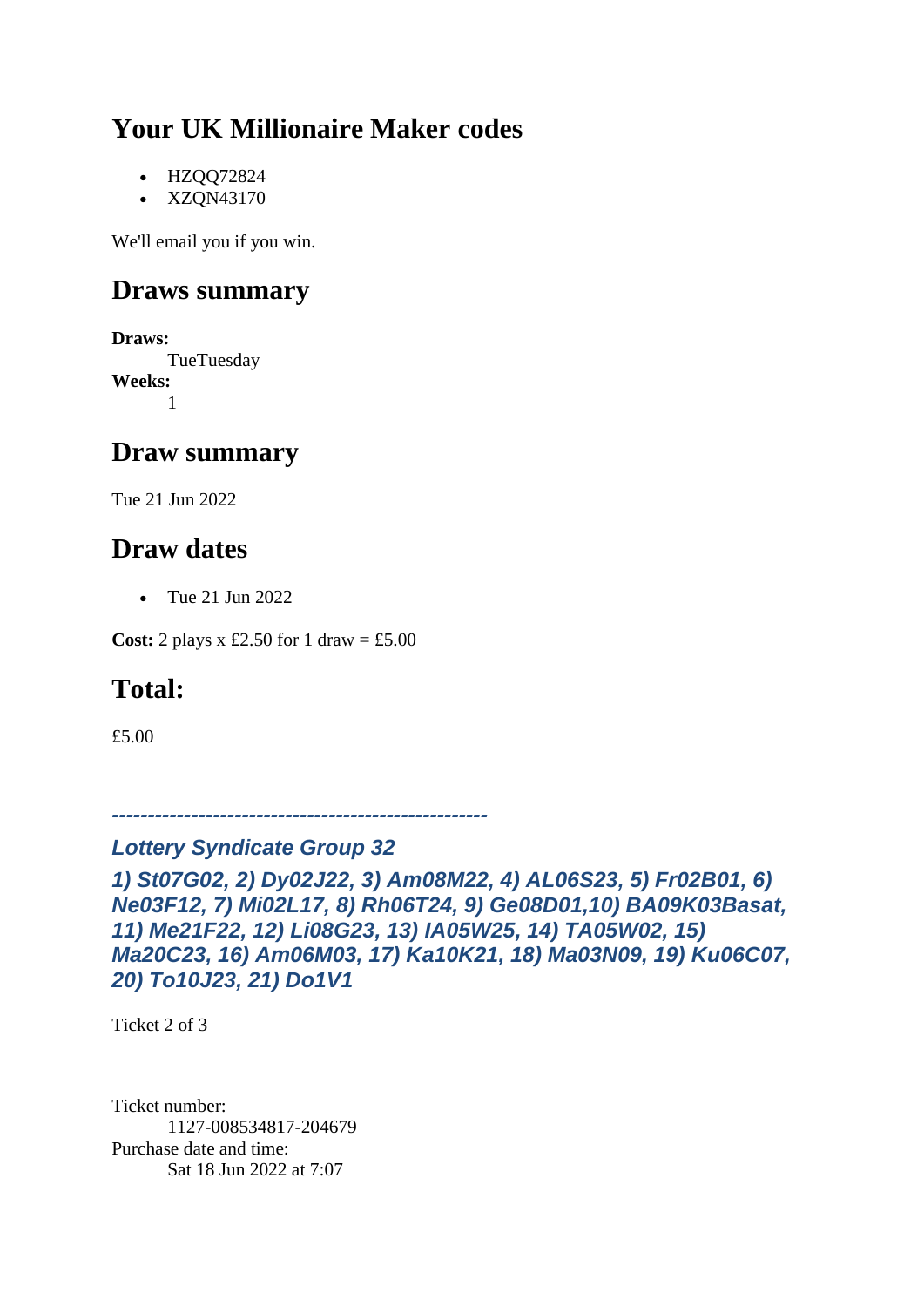## Your UK Millionaire Maker codes

- HZQQ72824
- XZQN43170

We'll email you if you win.

## Draws summary

**Draws:**
TueTuesday
**Weeks:**
1

## Draw summary

Tue 21 Jun 2022

## Draw dates

- Tue 21 Jun 2022

**Cost:** 2 plays x £2.50 for 1 draw = £5.00

## Total:

£5.00

*---------------------------------------------------*

***Lottery Syndicate Group 32***

***1) St07G02, 2) Dy02J22, 3) Am08M22, 4) AL06S23, 5) Fr02B01, 6) Ne03F12, 7) Mi02L17, 8) Rh06T24, 9) Ge08D01,10) BA09K03Basat, 11) Me21F22, 12) Li08G23, 13) IA05W25, 14) TA05W02, 15) Ma20C23, 16) Am06M03, 17) Ka10K21, 18) Ma03N09, 19) Ku06C07, 20) To10J23, 21) Do1V1***

Ticket 2 of 3

Ticket number:
1127-008534817-204679
Purchase date and time:
Sat 18 Jun 2022 at 7:07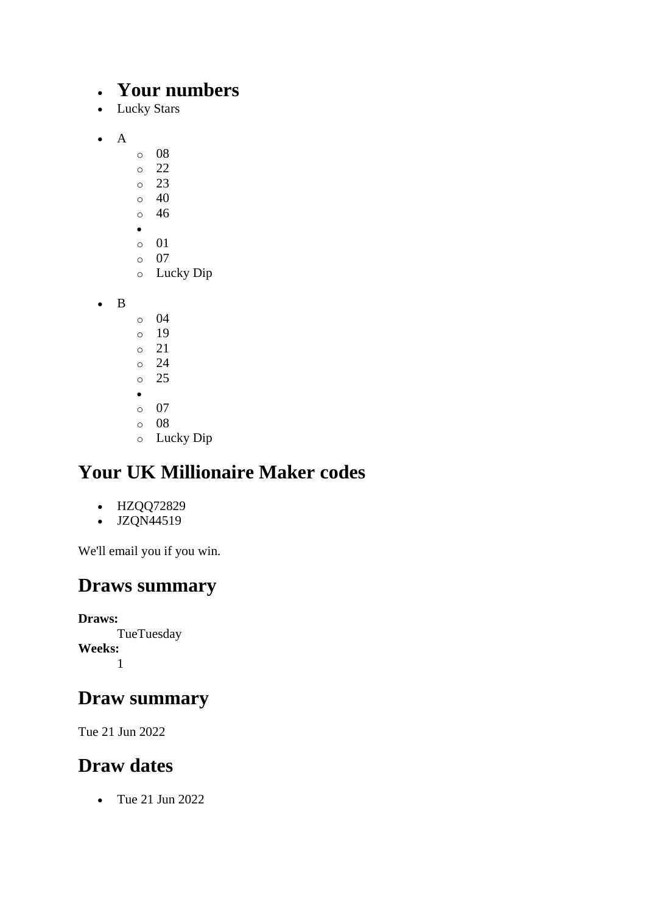- **Your numbers**
- Lucky Stars

- A
    - 08
    - 22
    - 23
    - 40
    - 46
- 
    - 01
    - 07
    - Lucky Dip

- B
    - 04
    - 19
    - 21
    - 24
    - 25
- 
    - 07
    - 08
    - Lucky Dip

## Your UK Millionaire Maker codes

- HZQQ72829
- JZQN44519

We'll email you if you win.

## Draws summary

**Draws:**
TueTuesday
**Weeks:**
1

## Draw summary

Tue 21 Jun 2022

## Draw dates

- Tue 21 Jun 2022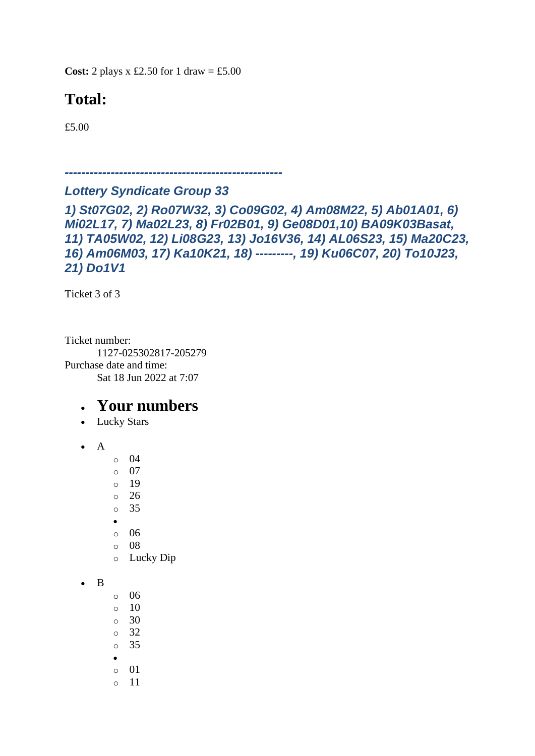**Cost:** 2 plays x £2.50 for 1 draw = £5.00

## Total:

£5.00

***----------------------------------------------------***

### *Lottery Syndicate Group 33*

### *1) St07G02, 2) Ro07W32, 3) Co09G02, 4) Am08M22, 5) Ab01A01, 6) Mi02L17, 7) Ma02L23, 8) Fr02B01, 9) Ge08D01,10) BA09K03Basat, 11) TA05W02, 12) Li08G23, 13) Jo16V36, 14) AL06S23, 15) Ma20C23, 16) Am06M03, 17) Ka10K21, 18) ---------, 19) Ku06C07, 20) To10J23, 21) Do1V1*

Ticket 3 of 3

Ticket number:
    1127-025302817-205279
Purchase date and time:
    Sat 18 Jun 2022 at 7:07

- **Your numbers**
- Lucky Stars

- A
    - 04
    - 07
    - 19
    - 26
    - 35
- 
    - 06
    - 08
    - Lucky Dip

- B
    - 06
    - 10
    - 30
    - 32
    - 35
- 
    - 01
    - 11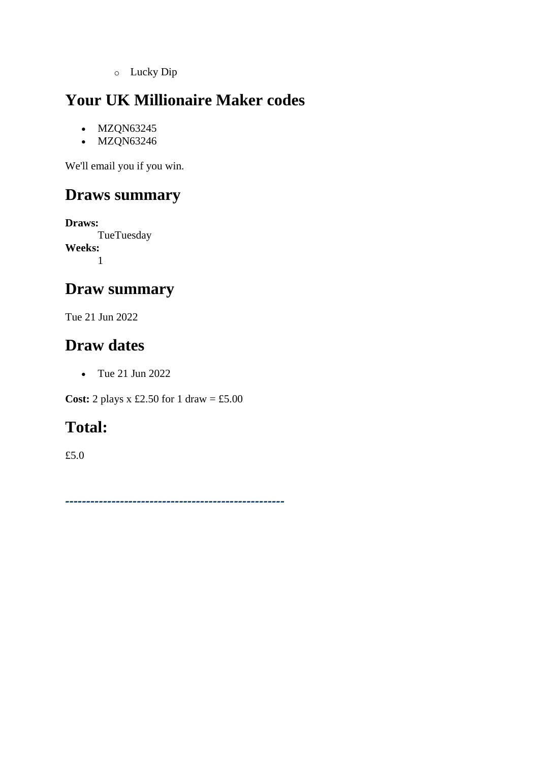- Lucky Dip

## Your UK Millionaire Maker codes

- MZQN63245
- MZQN63246

We'll email you if you win.

## Draws summary

**Draws:**
TueTuesday
**Weeks:**
1

## Draw summary

Tue 21 Jun 2022

## Draw dates

- Tue 21 Jun 2022

**Cost:** 2 plays x £2.50 for 1 draw = £5.00

## Total:

£5.0

---------------------------------------------------